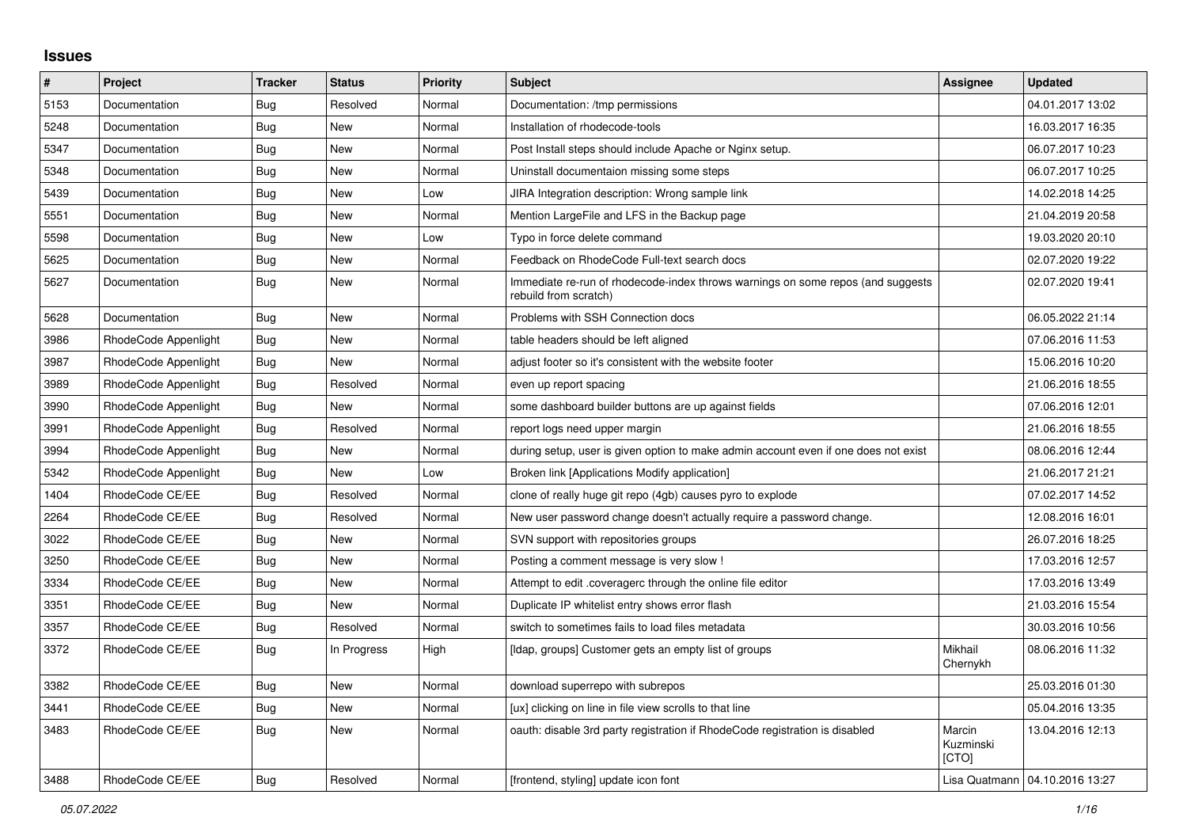## Issues

| # | Project | Tracker | Status | Priority | Subject | Assignee | Updated |
|---|---|---|---|---|---|---|---|
| 5153 | Documentation | Bug | Resolved | Normal | Documentation: /tmp permissions | | 04.01.2017 13:02 |
| 5248 | Documentation | Bug | New | Normal | Installation of rhodecode-tools | | 16.03.2017 16:35 |
| 5347 | Documentation | Bug | New | Normal | Post Install steps should include Apache or Nginx setup. | | 06.07.2017 10:23 |
| 5348 | Documentation | Bug | New | Normal | Uninstall documentaion missing some steps | | 06.07.2017 10:25 |
| 5439 | Documentation | Bug | New | Low | JIRA Integration description: Wrong sample link | | 14.02.2018 14:25 |
| 5551 | Documentation | Bug | New | Normal | Mention LargeFile and LFS in the Backup page | | 21.04.2019 20:58 |
| 5598 | Documentation | Bug | New | Low | Typo in force delete command | | 19.03.2020 20:10 |
| 5625 | Documentation | Bug | New | Normal | Feedback on RhodeCode Full-text search docs | | 02.07.2020 19:22 |
| 5627 | Documentation | Bug | New | Normal | Immediate re-run of rhodecode-index throws warnings on some repos (and suggests rebuild from scratch) | | 02.07.2020 19:41 |
| 5628 | Documentation | Bug | New | Normal | Problems with SSH Connection docs | | 06.05.2022 21:14 |
| 3986 | RhodeCode Appenlight | Bug | New | Normal | table headers should be left aligned | | 07.06.2016 11:53 |
| 3987 | RhodeCode Appenlight | Bug | New | Normal | adjust footer so it's consistent with the website footer | | 15.06.2016 10:20 |
| 3989 | RhodeCode Appenlight | Bug | Resolved | Normal | even up report spacing | | 21.06.2016 18:55 |
| 3990 | RhodeCode Appenlight | Bug | New | Normal | some dashboard builder buttons are up against fields | | 07.06.2016 12:01 |
| 3991 | RhodeCode Appenlight | Bug | Resolved | Normal | report logs need upper margin | | 21.06.2016 18:55 |
| 3994 | RhodeCode Appenlight | Bug | New | Normal | during setup, user is given option to make admin account even if one does not exist | | 08.06.2016 12:44 |
| 5342 | RhodeCode Appenlight | Bug | New | Low | Broken link [Applications Modify application] | | 21.06.2017 21:21 |
| 1404 | RhodeCode CE/EE | Bug | Resolved | Normal | clone of really huge git repo (4gb) causes pyro to explode | | 07.02.2017 14:52 |
| 2264 | RhodeCode CE/EE | Bug | Resolved | Normal | New user password change doesn't actually require a password change. | | 12.08.2016 16:01 |
| 3022 | RhodeCode CE/EE | Bug | New | Normal | SVN support with repositories groups | | 26.07.2016 18:25 |
| 3250 | RhodeCode CE/EE | Bug | New | Normal | Posting a comment message is very slow ! | | 17.03.2016 12:57 |
| 3334 | RhodeCode CE/EE | Bug | New | Normal | Attempt to edit .coveragerc through the online file editor | | 17.03.2016 13:49 |
| 3351 | RhodeCode CE/EE | Bug | New | Normal | Duplicate IP whitelist entry shows error flash | | 21.03.2016 15:54 |
| 3357 | RhodeCode CE/EE | Bug | Resolved | Normal | switch to sometimes fails to load files metadata | | 30.03.2016 10:56 |
| 3372 | RhodeCode CE/EE | Bug | In Progress | High | [ldap, groups] Customer gets an empty list of groups | Mikhail Chernykh | 08.06.2016 11:32 |
| 3382 | RhodeCode CE/EE | Bug | New | Normal | download superrepo with subrepos | | 25.03.2016 01:30 |
| 3441 | RhodeCode CE/EE | Bug | New | Normal | [ux] clicking on line in file view scrolls to that line | | 05.04.2016 13:35 |
| 3483 | RhodeCode CE/EE | Bug | New | Normal | oauth: disable 3rd party registration if RhodeCode registration is disabled | Marcin Kuzminski [CTO] | 13.04.2016 12:13 |
| 3488 | RhodeCode CE/EE | Bug | Resolved | Normal | [frontend, styling] update icon font | Lisa Quatmann | 04.10.2016 13:27 |

*05.07.2022*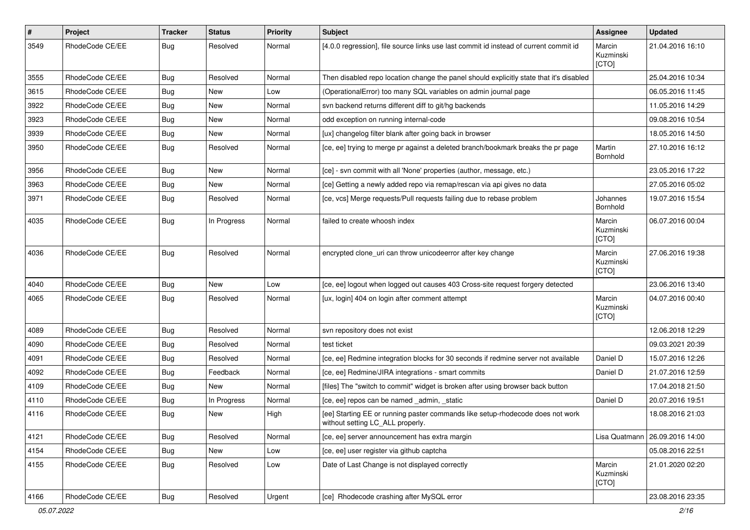| # | Project | Tracker | Status | Priority | Subject | Assignee | Updated |
|---|---|---|---|---|---|---|---|
| 3549 | RhodeCode CE/EE | Bug | Resolved | Normal | [4.0.0 regression], file source links use last commit id instead of current commit id | Marcin Kuzminski [CTO] | 21.04.2016 16:10 |
| 3555 | RhodeCode CE/EE | Bug | Resolved | Normal | Then disabled repo location change the panel should explicitly state that it's disabled | | 25.04.2016 10:34 |
| 3615 | RhodeCode CE/EE | Bug | New | Low | (OperationalError) too many SQL variables on admin journal page | | 06.05.2016 11:45 |
| 3922 | RhodeCode CE/EE | Bug | New | Normal | svn backend returns different diff to git/hg backends | | 11.05.2016 14:29 |
| 3923 | RhodeCode CE/EE | Bug | New | Normal | odd exception on running internal-code | | 09.08.2016 10:54 |
| 3939 | RhodeCode CE/EE | Bug | New | Normal | [ux] changelog filter blank after going back in browser | | 18.05.2016 14:50 |
| 3950 | RhodeCode CE/EE | Bug | Resolved | Normal | [ce, ee] trying to merge pr against a deleted branch/bookmark breaks the pr page | Martin Bornhold | 27.10.2016 16:12 |
| 3956 | RhodeCode CE/EE | Bug | New | Normal | [ce] - svn commit with all 'None' properties (author, message, etc.) | | 23.05.2016 17:22 |
| 3963 | RhodeCode CE/EE | Bug | New | Normal | [ce] Getting a newly added repo via remap/rescan via api gives no data | | 27.05.2016 05:02 |
| 3971 | RhodeCode CE/EE | Bug | Resolved | Normal | [ce, vcs] Merge requests/Pull requests failing due to rebase problem | Johannes Bornhold | 19.07.2016 15:54 |
| 4035 | RhodeCode CE/EE | Bug | In Progress | Normal | failed to create whoosh index | Marcin Kuzminski [CTO] | 06.07.2016 00:04 |
| 4036 | RhodeCode CE/EE | Bug | Resolved | Normal | encrypted clone_uri can throw unicodeerror after key change | Marcin Kuzminski [CTO] | 27.06.2016 19:38 |
| 4040 | RhodeCode CE/EE | Bug | New | Low | [ce, ee] logout when logged out causes 403 Cross-site request forgery detected | | 23.06.2016 13:40 |
| 4065 | RhodeCode CE/EE | Bug | Resolved | Normal | [ux, login] 404 on login after comment attempt | Marcin Kuzminski [CTO] | 04.07.2016 00:40 |
| 4089 | RhodeCode CE/EE | Bug | Resolved | Normal | svn repository does not exist | | 12.06.2018 12:29 |
| 4090 | RhodeCode CE/EE | Bug | Resolved | Normal | test ticket | | 09.03.2021 20:39 |
| 4091 | RhodeCode CE/EE | Bug | Resolved | Normal | [ce, ee] Redmine integration blocks for 30 seconds if redmine server not available | Daniel D | 15.07.2016 12:26 |
| 4092 | RhodeCode CE/EE | Bug | Feedback | Normal | [ce, ee] Redmine/JIRA integrations - smart commits | Daniel D | 21.07.2016 12:59 |
| 4109 | RhodeCode CE/EE | Bug | New | Normal | [files] The "switch to commit" widget is broken after using browser back button | | 17.04.2018 21:50 |
| 4110 | RhodeCode CE/EE | Bug | In Progress | Normal | [ce, ee] repos can be named _admin, _static | Daniel D | 20.07.2016 19:51 |
| 4116 | RhodeCode CE/EE | Bug | New | High | [ee] Starting EE or running paster commands like setup-rhodecode does not work without setting LC_ALL properly. | | 18.08.2016 21:03 |
| 4121 | RhodeCode CE/EE | Bug | Resolved | Normal | [ce, ee] server announcement has extra margin | Lisa Quatmann | 26.09.2016 14:00 |
| 4154 | RhodeCode CE/EE | Bug | New | Low | [ce, ee] user register via github captcha | | 05.08.2016 22:51 |
| 4155 | RhodeCode CE/EE | Bug | Resolved | Low | Date of Last Change is not displayed correctly | Marcin Kuzminski [CTO] | 21.01.2020 02:20 |
| 4166 | RhodeCode CE/EE | Bug | Resolved | Urgent | [ce] Rhodecode crashing after MySQL error | | 23.08.2016 23:35 |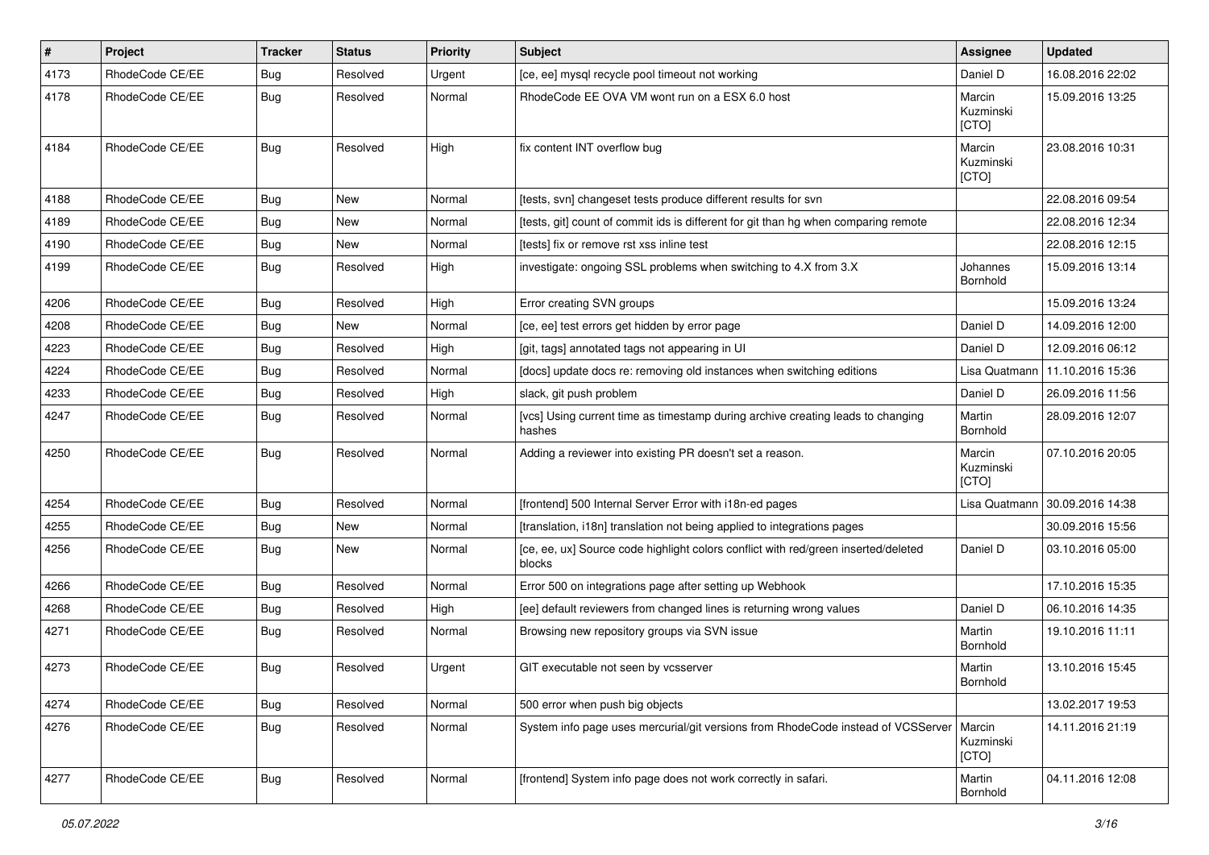| # | Project | Tracker | Status | Priority | Subject | Assignee | Updated |
|---|---|---|---|---|---|---|---|
| 4173 | RhodeCode CE/EE | Bug | Resolved | Urgent | [ce, ee] mysql recycle pool timeout not working | Daniel D | 16.08.2016 22:02 |
| 4178 | RhodeCode CE/EE | Bug | Resolved | Normal | RhodeCode EE OVA VM wont run on a ESX 6.0 host | Marcin Kuzminski [CTO] | 15.09.2016 13:25 |
| 4184 | RhodeCode CE/EE | Bug | Resolved | High | fix content INT overflow bug | Marcin Kuzminski [CTO] | 23.08.2016 10:31 |
| 4188 | RhodeCode CE/EE | Bug | New | Normal | [tests, svn] changeset tests produce different results for svn | | 22.08.2016 09:54 |
| 4189 | RhodeCode CE/EE | Bug | New | Normal | [tests, git] count of commit ids is different for git than hg when comparing remote | | 22.08.2016 12:34 |
| 4190 | RhodeCode CE/EE | Bug | New | Normal | [tests] fix or remove rst xss inline test | | 22.08.2016 12:15 |
| 4199 | RhodeCode CE/EE | Bug | Resolved | High | investigate: ongoing SSL problems when switching to 4.X from 3.X | Johannes Bornhold | 15.09.2016 13:14 |
| 4206 | RhodeCode CE/EE | Bug | Resolved | High | Error creating SVN groups | | 15.09.2016 13:24 |
| 4208 | RhodeCode CE/EE | Bug | New | Normal | [ce, ee] test errors get hidden by error page | Daniel D | 14.09.2016 12:00 |
| 4223 | RhodeCode CE/EE | Bug | Resolved | High | [git, tags] annotated tags not appearing in UI | Daniel D | 12.09.2016 06:12 |
| 4224 | RhodeCode CE/EE | Bug | Resolved | Normal | [docs] update docs re: removing old instances when switching editions | Lisa Quatmann | 11.10.2016 15:36 |
| 4233 | RhodeCode CE/EE | Bug | Resolved | High | slack, git push problem | Daniel D | 26.09.2016 11:56 |
| 4247 | RhodeCode CE/EE | Bug | Resolved | Normal | [vcs] Using current time as timestamp during archive creating leads to changing hashes | Martin Bornhold | 28.09.2016 12:07 |
| 4250 | RhodeCode CE/EE | Bug | Resolved | Normal | Adding a reviewer into existing PR doesn't set a reason. | Marcin Kuzminski [CTO] | 07.10.2016 20:05 |
| 4254 | RhodeCode CE/EE | Bug | Resolved | Normal | [frontend] 500 Internal Server Error with i18n-ed pages | Lisa Quatmann | 30.09.2016 14:38 |
| 4255 | RhodeCode CE/EE | Bug | New | Normal | [translation, i18n] translation not being applied to integrations pages | | 30.09.2016 15:56 |
| 4256 | RhodeCode CE/EE | Bug | New | Normal | [ce, ee, ux] Source code highlight colors conflict with red/green inserted/deleted blocks | Daniel D | 03.10.2016 05:00 |
| 4266 | RhodeCode CE/EE | Bug | Resolved | Normal | Error 500 on integrations page after setting up Webhook | | 17.10.2016 15:35 |
| 4268 | RhodeCode CE/EE | Bug | Resolved | High | [ee] default reviewers from changed lines is returning wrong values | Daniel D | 06.10.2016 14:35 |
| 4271 | RhodeCode CE/EE | Bug | Resolved | Normal | Browsing new repository groups via SVN issue | Martin Bornhold | 19.10.2016 11:11 |
| 4273 | RhodeCode CE/EE | Bug | Resolved | Urgent | GIT executable not seen by vcsserver | Martin Bornhold | 13.10.2016 15:45 |
| 4274 | RhodeCode CE/EE | Bug | Resolved | Normal | 500 error when push big objects | | 13.02.2017 19:53 |
| 4276 | RhodeCode CE/EE | Bug | Resolved | Normal | System info page uses mercurial/git versions from RhodeCode instead of VCSServer | Marcin Kuzminski [CTO] | 14.11.2016 21:19 |
| 4277 | RhodeCode CE/EE | Bug | Resolved | Normal | [frontend] System info page does not work correctly in safari. | Martin Bornhold | 04.11.2016 12:08 |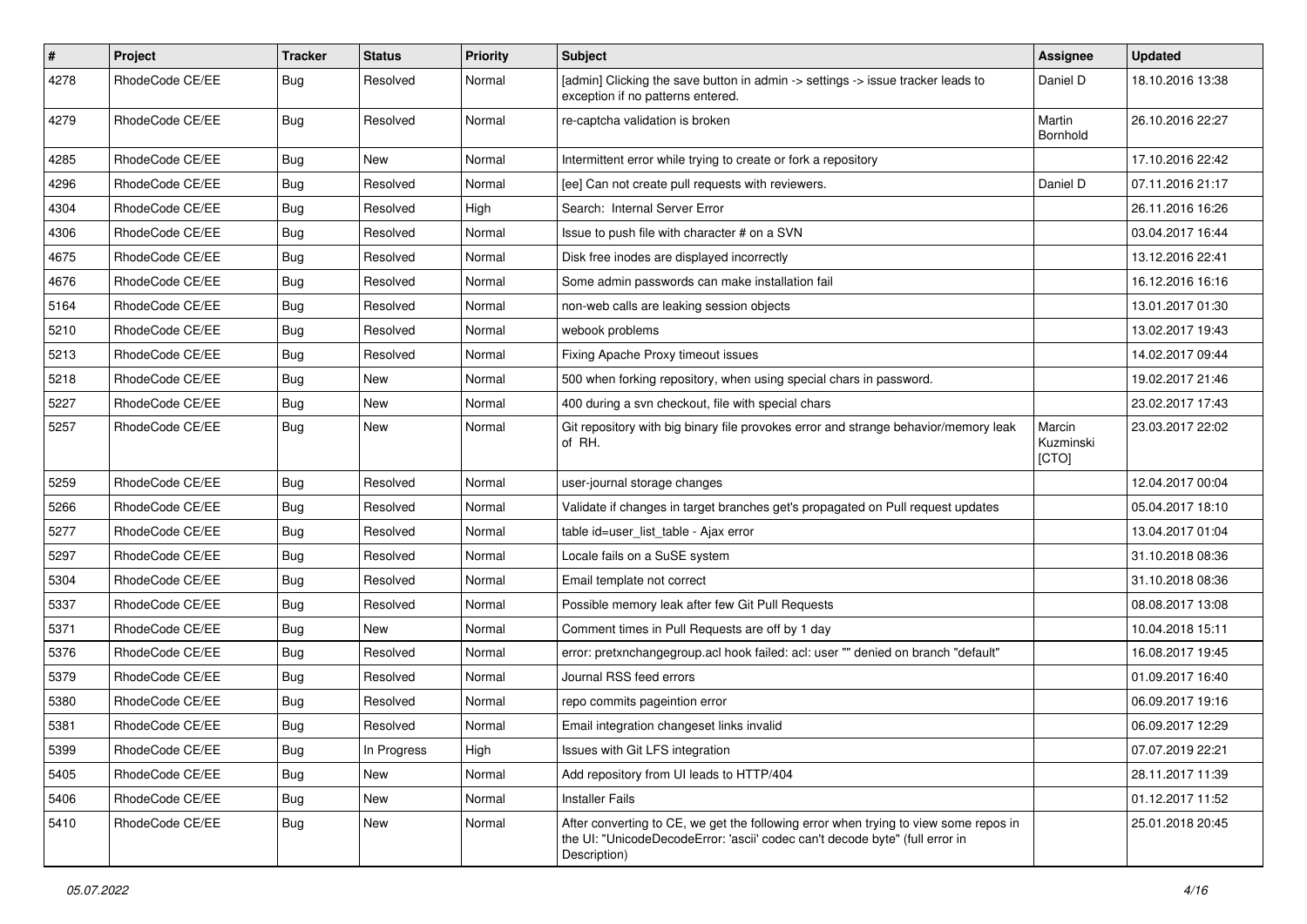| # | Project | Tracker | Status | Priority | Subject | Assignee | Updated |
| --- | --- | --- | --- | --- | --- | --- | --- |
| 4278 | RhodeCode CE/EE | Bug | Resolved | Normal | [admin] Clicking the save button in admin -> settings -> issue tracker leads to exception if no patterns entered. | Daniel D | 18.10.2016 13:38 |
| 4279 | RhodeCode CE/EE | Bug | Resolved | Normal | re-captcha validation is broken | Martin Bornhold | 26.10.2016 22:27 |
| 4285 | RhodeCode CE/EE | Bug | New | Normal | Intermittent error while trying to create or fork a repository | | 17.10.2016 22:42 |
| 4296 | RhodeCode CE/EE | Bug | Resolved | Normal | [ee] Can not create pull requests with reviewers. | Daniel D | 07.11.2016 21:17 |
| 4304 | RhodeCode CE/EE | Bug | Resolved | High | Search: Internal Server Error | | 26.11.2016 16:26 |
| 4306 | RhodeCode CE/EE | Bug | Resolved | Normal | Issue to push file with character # on a SVN | | 03.04.2017 16:44 |
| 4675 | RhodeCode CE/EE | Bug | Resolved | Normal | Disk free inodes are displayed incorrectly | | 13.12.2016 22:41 |
| 4676 | RhodeCode CE/EE | Bug | Resolved | Normal | Some admin passwords can make installation fail | | 16.12.2016 16:16 |
| 5164 | RhodeCode CE/EE | Bug | Resolved | Normal | non-web calls are leaking session objects | | 13.01.2017 01:30 |
| 5210 | RhodeCode CE/EE | Bug | Resolved | Normal | webook problems | | 13.02.2017 19:43 |
| 5213 | RhodeCode CE/EE | Bug | Resolved | Normal | Fixing Apache Proxy timeout issues | | 14.02.2017 09:44 |
| 5218 | RhodeCode CE/EE | Bug | New | Normal | 500 when forking repository, when using special chars in password. | | 19.02.2017 21:46 |
| 5227 | RhodeCode CE/EE | Bug | New | Normal | 400 during a svn checkout, file with special chars | | 23.02.2017 17:43 |
| 5257 | RhodeCode CE/EE | Bug | New | Normal | Git repository with big binary file provokes error and strange behavior/memory leak of RH. | Marcin Kuzminski [CTO] | 23.03.2017 22:02 |
| 5259 | RhodeCode CE/EE | Bug | Resolved | Normal | user-journal storage changes | | 12.04.2017 00:04 |
| 5266 | RhodeCode CE/EE | Bug | Resolved | Normal | Validate if changes in target branches get's propagated on Pull request updates | | 05.04.2017 18:10 |
| 5277 | RhodeCode CE/EE | Bug | Resolved | Normal | table id=user_list_table - Ajax error | | 13.04.2017 01:04 |
| 5297 | RhodeCode CE/EE | Bug | Resolved | Normal | Locale fails on a SuSE system | | 31.10.2018 08:36 |
| 5304 | RhodeCode CE/EE | Bug | Resolved | Normal | Email template not correct | | 31.10.2018 08:36 |
| 5337 | RhodeCode CE/EE | Bug | Resolved | Normal | Possible memory leak after few Git Pull Requests | | 08.08.2017 13:08 |
| 5371 | RhodeCode CE/EE | Bug | New | Normal | Comment times in Pull Requests are off by 1 day | | 10.04.2018 15:11 |
| 5376 | RhodeCode CE/EE | Bug | Resolved | Normal | error: pretxnchangegroup.acl hook failed: acl: user "" denied on branch "default" | | 16.08.2017 19:45 |
| 5379 | RhodeCode CE/EE | Bug | Resolved | Normal | Journal RSS feed errors | | 01.09.2017 16:40 |
| 5380 | RhodeCode CE/EE | Bug | Resolved | Normal | repo commits pageintion error | | 06.09.2017 19:16 |
| 5381 | RhodeCode CE/EE | Bug | Resolved | Normal | Email integration changeset links invalid | | 06.09.2017 12:29 |
| 5399 | RhodeCode CE/EE | Bug | In Progress | High | Issues with Git LFS integration | | 07.07.2019 22:21 |
| 5405 | RhodeCode CE/EE | Bug | New | Normal | Add repository from UI leads to HTTP/404 | | 28.11.2017 11:39 |
| 5406 | RhodeCode CE/EE | Bug | New | Normal | Installer Fails | | 01.12.2017 11:52 |
| 5410 | RhodeCode CE/EE | Bug | New | Normal | After converting to CE, we get the following error when trying to view some repos in the UI: "UnicodeDecodeError: 'ascii' codec can't decode byte" (full error in Description) | | 25.01.2018 20:45 |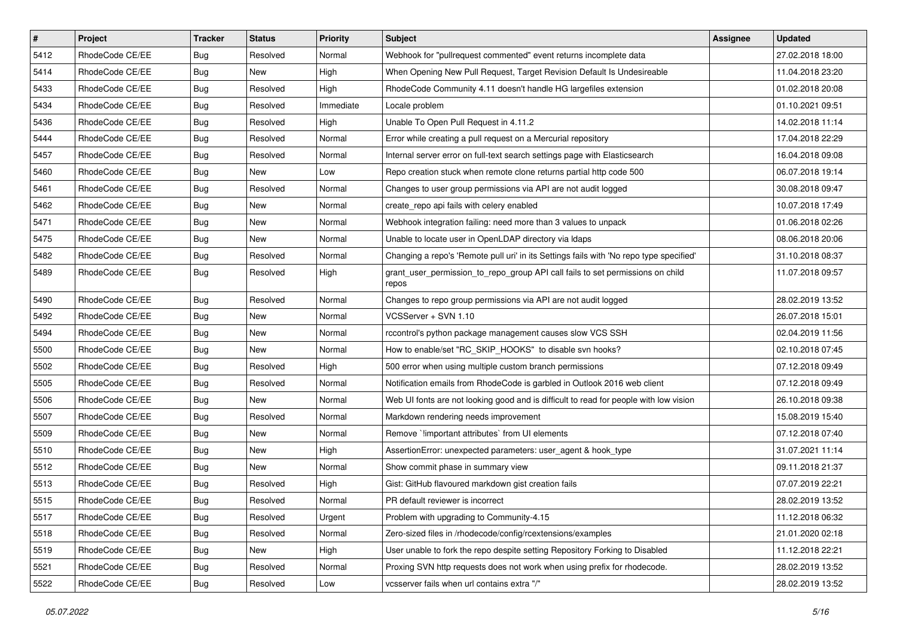| # | Project | Tracker | Status | Priority | Subject | Assignee | Updated |
| --- | --- | --- | --- | --- | --- | --- | --- |
| 5412 | RhodeCode CE/EE | Bug | Resolved | Normal | Webhook for "pullrequest commented" event returns incomplete data | | 27.02.2018 18:00 |
| 5414 | RhodeCode CE/EE | Bug | New | High | When Opening New Pull Request, Target Revision Default Is Undesireable | | 11.04.2018 23:20 |
| 5433 | RhodeCode CE/EE | Bug | Resolved | High | RhodeCode Community 4.11 doesn't handle HG largefiles extension | | 01.02.2018 20:08 |
| 5434 | RhodeCode CE/EE | Bug | Resolved | Immediate | Locale problem | | 01.10.2021 09:51 |
| 5436 | RhodeCode CE/EE | Bug | Resolved | High | Unable To Open Pull Request in 4.11.2 | | 14.02.2018 11:14 |
| 5444 | RhodeCode CE/EE | Bug | Resolved | Normal | Error while creating a pull request on a Mercurial repository | | 17.04.2018 22:29 |
| 5457 | RhodeCode CE/EE | Bug | Resolved | Normal | Internal server error on full-text search settings page with Elasticsearch | | 16.04.2018 09:08 |
| 5460 | RhodeCode CE/EE | Bug | New | Low | Repo creation stuck when remote clone returns partial http code 500 | | 06.07.2018 19:14 |
| 5461 | RhodeCode CE/EE | Bug | Resolved | Normal | Changes to user group permissions via API are not audit logged | | 30.08.2018 09:47 |
| 5462 | RhodeCode CE/EE | Bug | New | Normal | create_repo api fails with celery enabled | | 10.07.2018 17:49 |
| 5471 | RhodeCode CE/EE | Bug | New | Normal | Webhook integration failing: need more than 3 values to unpack | | 01.06.2018 02:26 |
| 5475 | RhodeCode CE/EE | Bug | New | Normal | Unable to locate user in OpenLDAP directory via ldaps | | 08.06.2018 20:06 |
| 5482 | RhodeCode CE/EE | Bug | Resolved | Normal | Changing a repo's 'Remote pull uri' in its Settings fails with 'No repo type specified' | | 31.10.2018 08:37 |
| 5489 | RhodeCode CE/EE | Bug | Resolved | High | grant_user_permission_to_repo_group API call fails to set permissions on child repos | | 11.07.2018 09:57 |
| 5490 | RhodeCode CE/EE | Bug | Resolved | Normal | Changes to repo group permissions via API are not audit logged | | 28.02.2019 13:52 |
| 5492 | RhodeCode CE/EE | Bug | New | Normal | VCSServer + SVN 1.10 | | 26.07.2018 15:01 |
| 5494 | RhodeCode CE/EE | Bug | New | Normal | rccontrol's python package management causes slow VCS SSH | | 02.04.2019 11:56 |
| 5500 | RhodeCode CE/EE | Bug | New | Normal | How to enable/set "RC_SKIP_HOOKS" to disable svn hooks? | | 02.10.2018 07:45 |
| 5502 | RhodeCode CE/EE | Bug | Resolved | High | 500 error when using multiple custom branch permissions | | 07.12.2018 09:49 |
| 5505 | RhodeCode CE/EE | Bug | Resolved | Normal | Notification emails from RhodeCode is garbled in Outlook 2016 web client | | 07.12.2018 09:49 |
| 5506 | RhodeCode CE/EE | Bug | New | Normal | Web UI fonts are not looking good and is difficult to read for people with low vision | | 26.10.2018 09:38 |
| 5507 | RhodeCode CE/EE | Bug | Resolved | Normal | Markdown rendering needs improvement | | 15.08.2019 15:40 |
| 5509 | RhodeCode CE/EE | Bug | New | Normal | Remove `!important attributes` from UI elements | | 07.12.2018 07:40 |
| 5510 | RhodeCode CE/EE | Bug | New | High | AssertionError: unexpected parameters: user_agent & hook_type | | 31.07.2021 11:14 |
| 5512 | RhodeCode CE/EE | Bug | New | Normal | Show commit phase in summary view | | 09.11.2018 21:37 |
| 5513 | RhodeCode CE/EE | Bug | Resolved | High | Gist: GitHub flavoured markdown gist creation fails | | 07.07.2019 22:21 |
| 5515 | RhodeCode CE/EE | Bug | Resolved | Normal | PR default reviewer is incorrect | | 28.02.2019 13:52 |
| 5517 | RhodeCode CE/EE | Bug | Resolved | Urgent | Problem with upgrading to Community-4.15 | | 11.12.2018 06:32 |
| 5518 | RhodeCode CE/EE | Bug | Resolved | Normal | Zero-sized files in /rhodecode/config/rcextensions/examples | | 21.01.2020 02:18 |
| 5519 | RhodeCode CE/EE | Bug | New | High | User unable to fork the repo despite setting Repository Forking to Disabled | | 11.12.2018 22:21 |
| 5521 | RhodeCode CE/EE | Bug | Resolved | Normal | Proxing SVN http requests does not work when using prefix for rhodecode. | | 28.02.2019 13:52 |
| 5522 | RhodeCode CE/EE | Bug | Resolved | Low | vcsserver fails when url contains extra "/" | | 28.02.2019 13:52 |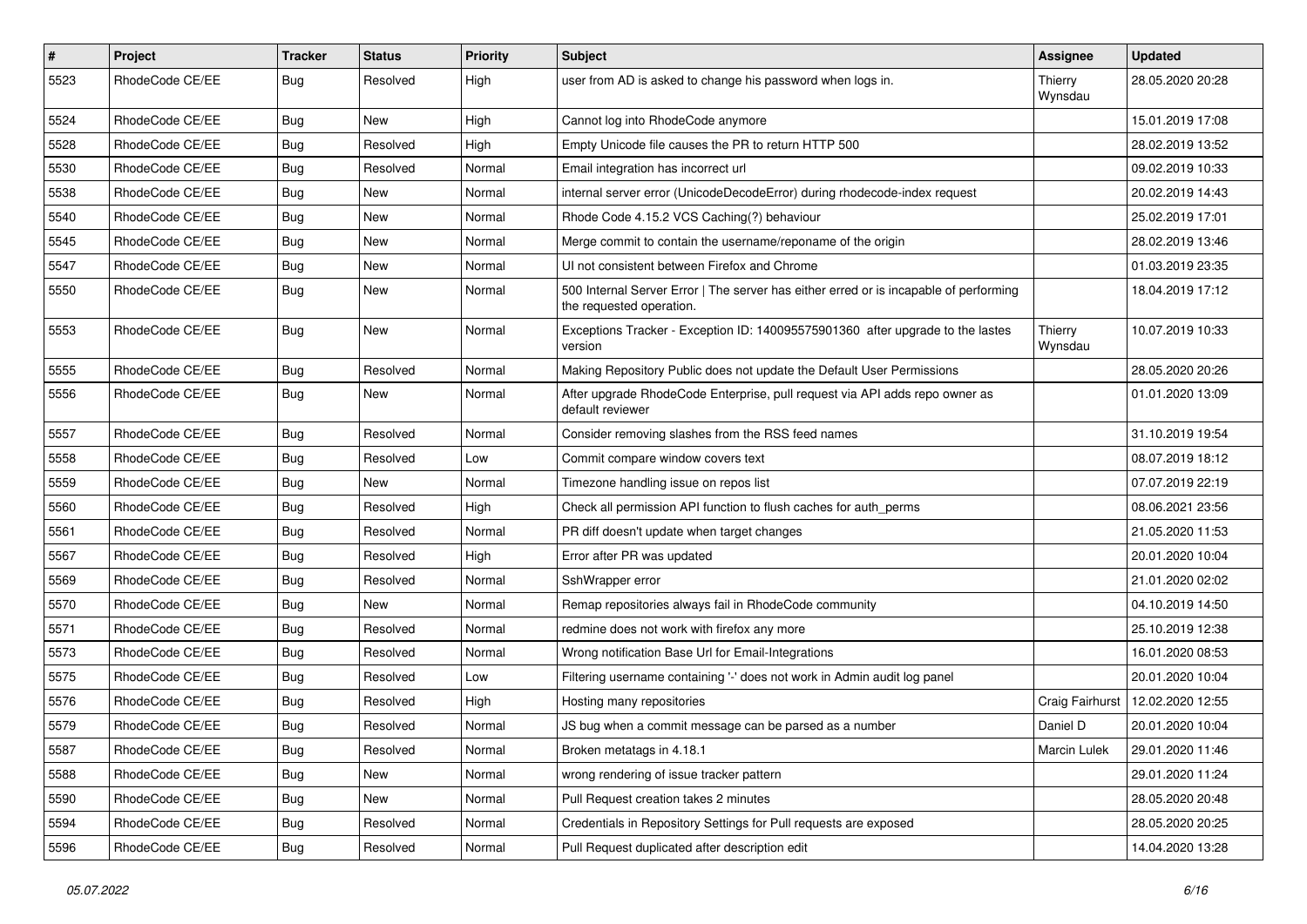| # | Project | Tracker | Status | Priority | Subject | Assignee | Updated |
|---|---|---|---|---|---|---|---|
| 5523 | RhodeCode CE/EE | Bug | Resolved | High | user from AD is asked to change his password when logs in. | Thierry Wynsdau | 28.05.2020 20:28 |
| 5524 | RhodeCode CE/EE | Bug | New | High | Cannot log into RhodeCode anymore | | 15.01.2019 17:08 |
| 5528 | RhodeCode CE/EE | Bug | Resolved | High | Empty Unicode file causes the PR to return HTTP 500 | | 28.02.2019 13:52 |
| 5530 | RhodeCode CE/EE | Bug | Resolved | Normal | Email integration has incorrect url | | 09.02.2019 10:33 |
| 5538 | RhodeCode CE/EE | Bug | New | Normal | internal server error (UnicodeDecodeError) during rhodecode-index request | | 20.02.2019 14:43 |
| 5540 | RhodeCode CE/EE | Bug | New | Normal | Rhode Code 4.15.2 VCS Caching(?) behaviour | | 25.02.2019 17:01 |
| 5545 | RhodeCode CE/EE | Bug | New | Normal | Merge commit to contain the username/reponame of the origin | | 28.02.2019 13:46 |
| 5547 | RhodeCode CE/EE | Bug | New | Normal | UI not consistent between Firefox and Chrome | | 01.03.2019 23:35 |
| 5550 | RhodeCode CE/EE | Bug | New | Normal | 500 Internal Server Error \| The server has either erred or is incapable of performing the requested operation. | | 18.04.2019 17:12 |
| 5553 | RhodeCode CE/EE | Bug | New | Normal | Exceptions Tracker - Exception ID: 140095575901360 after upgrade to the lastes version | Thierry Wynsdau | 10.07.2019 10:33 |
| 5555 | RhodeCode CE/EE | Bug | Resolved | Normal | Making Repository Public does not update the Default User Permissions | | 28.05.2020 20:26 |
| 5556 | RhodeCode CE/EE | Bug | New | Normal | After upgrade RhodeCode Enterprise, pull request via API adds repo owner as default reviewer | | 01.01.2020 13:09 |
| 5557 | RhodeCode CE/EE | Bug | Resolved | Normal | Consider removing slashes from the RSS feed names | | 31.10.2019 19:54 |
| 5558 | RhodeCode CE/EE | Bug | Resolved | Low | Commit compare window covers text | | 08.07.2019 18:12 |
| 5559 | RhodeCode CE/EE | Bug | New | Normal | Timezone handling issue on repos list | | 07.07.2019 22:19 |
| 5560 | RhodeCode CE/EE | Bug | Resolved | High | Check all permission API function to flush caches for auth_perms | | 08.06.2021 23:56 |
| 5561 | RhodeCode CE/EE | Bug | Resolved | Normal | PR diff doesn't update when target changes | | 21.05.2020 11:53 |
| 5567 | RhodeCode CE/EE | Bug | Resolved | High | Error after PR was updated | | 20.01.2020 10:04 |
| 5569 | RhodeCode CE/EE | Bug | Resolved | Normal | SshWrapper error | | 21.01.2020 02:02 |
| 5570 | RhodeCode CE/EE | Bug | New | Normal | Remap repositories always fail in RhodeCode community | | 04.10.2019 14:50 |
| 5571 | RhodeCode CE/EE | Bug | Resolved | Normal | redmine does not work with firefox any more | | 25.10.2019 12:38 |
| 5573 | RhodeCode CE/EE | Bug | Resolved | Normal | Wrong notification Base Url for Email-Integrations | | 16.01.2020 08:53 |
| 5575 | RhodeCode CE/EE | Bug | Resolved | Low | Filtering username containing '-' does not work in Admin audit log panel | | 20.01.2020 10:04 |
| 5576 | RhodeCode CE/EE | Bug | Resolved | High | Hosting many repositories | Craig Fairhurst | 12.02.2020 12:55 |
| 5579 | RhodeCode CE/EE | Bug | Resolved | Normal | JS bug when a commit message can be parsed as a number | Daniel D | 20.01.2020 10:04 |
| 5587 | RhodeCode CE/EE | Bug | Resolved | Normal | Broken metatags in 4.18.1 | Marcin Lulek | 29.01.2020 11:46 |
| 5588 | RhodeCode CE/EE | Bug | New | Normal | wrong rendering of issue tracker pattern | | 29.01.2020 11:24 |
| 5590 | RhodeCode CE/EE | Bug | New | Normal | Pull Request creation takes 2 minutes | | 28.05.2020 20:48 |
| 5594 | RhodeCode CE/EE | Bug | Resolved | Normal | Credentials in Repository Settings for Pull requests are exposed | | 28.05.2020 20:25 |
| 5596 | RhodeCode CE/EE | Bug | Resolved | Normal | Pull Request duplicated after description edit | | 14.04.2020 13:28 |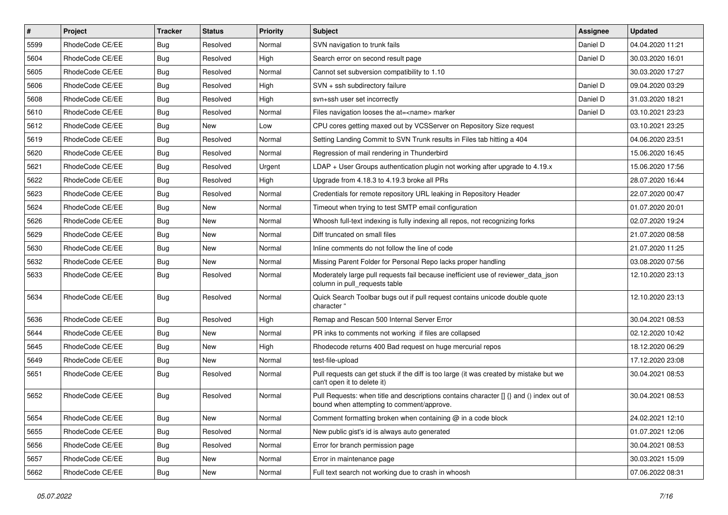| # | Project | Tracker | Status | Priority | Subject | Assignee | Updated |
| --- | --- | --- | --- | --- | --- | --- | --- |
| 5599 | RhodeCode CE/EE | Bug | Resolved | Normal | SVN navigation to trunk fails | Daniel D | 04.04.2020 11:21 |
| 5604 | RhodeCode CE/EE | Bug | Resolved | High | Search error on second result page | Daniel D | 30.03.2020 16:01 |
| 5605 | RhodeCode CE/EE | Bug | Resolved | Normal | Cannot set subversion compatibility to 1.10 | | 30.03.2020 17:27 |
| 5606 | RhodeCode CE/EE | Bug | Resolved | High | SVN + ssh subdirectory failure | Daniel D | 09.04.2020 03:29 |
| 5608 | RhodeCode CE/EE | Bug | Resolved | High | svn+ssh user set incorrectly | Daniel D | 31.03.2020 18:21 |
| 5610 | RhodeCode CE/EE | Bug | Resolved | Normal | Files navigation looses the at=<name> marker | Daniel D | 03.10.2021 23:23 |
| 5612 | RhodeCode CE/EE | Bug | New | Low | CPU cores getting maxed out by VCSServer on Repository Size request | | 03.10.2021 23:25 |
| 5619 | RhodeCode CE/EE | Bug | Resolved | Normal | Setting Landing Commit to SVN Trunk results in Files tab hitting a 404 | | 04.06.2020 23:51 |
| 5620 | RhodeCode CE/EE | Bug | Resolved | Normal | Regression of mail rendering in Thunderbird | | 15.06.2020 16:45 |
| 5621 | RhodeCode CE/EE | Bug | Resolved | Urgent | LDAP + User Groups authentication plugin not working after upgrade to 4.19.x | | 15.06.2020 17:56 |
| 5622 | RhodeCode CE/EE | Bug | Resolved | High | Upgrade from 4.18.3 to 4.19.3 broke all PRs | | 28.07.2020 16:44 |
| 5623 | RhodeCode CE/EE | Bug | Resolved | Normal | Credentials for remote repository URL leaking in Repository Header | | 22.07.2020 00:47 |
| 5624 | RhodeCode CE/EE | Bug | New | Normal | Timeout when trying to test SMTP email configuration | | 01.07.2020 20:01 |
| 5626 | RhodeCode CE/EE | Bug | New | Normal | Whoosh full-text indexing is fully indexing all repos, not recognizing forks | | 02.07.2020 19:24 |
| 5629 | RhodeCode CE/EE | Bug | New | Normal | Diff truncated on small files | | 21.07.2020 08:58 |
| 5630 | RhodeCode CE/EE | Bug | New | Normal | Inline comments do not follow the line of code | | 21.07.2020 11:25 |
| 5632 | RhodeCode CE/EE | Bug | New | Normal | Missing Parent Folder for Personal Repo lacks proper handling | | 03.08.2020 07:56 |
| 5633 | RhodeCode CE/EE | Bug | Resolved | Normal | Moderately large pull requests fail because inefficient use of reviewer_data_json column in pull_requests table | | 12.10.2020 23:13 |
| 5634 | RhodeCode CE/EE | Bug | Resolved | Normal | Quick Search Toolbar bugs out if pull request contains unicode double quote character " | | 12.10.2020 23:13 |
| 5636 | RhodeCode CE/EE | Bug | Resolved | High | Remap and Rescan 500 Internal Server Error | | 30.04.2021 08:53 |
| 5644 | RhodeCode CE/EE | Bug | New | Normal | PR inks to comments not working if files are collapsed | | 02.12.2020 10:42 |
| 5645 | RhodeCode CE/EE | Bug | New | High | Rhodecode returns 400 Bad request on huge mercurial repos | | 18.12.2020 06:29 |
| 5649 | RhodeCode CE/EE | Bug | New | Normal | test-file-upload | | 17.12.2020 23:08 |
| 5651 | RhodeCode CE/EE | Bug | Resolved | Normal | Pull requests can get stuck if the diff is too large (it was created by mistake but we can't open it to delete it) | | 30.04.2021 08:53 |
| 5652 | RhodeCode CE/EE | Bug | Resolved | Normal | Pull Requests: when title and descriptions contains character [] {} and () index out of bound when attempting to comment/approve. | | 30.04.2021 08:53 |
| 5654 | RhodeCode CE/EE | Bug | New | Normal | Comment formatting broken when containing @ in a code block | | 24.02.2021 12:10 |
| 5655 | RhodeCode CE/EE | Bug | Resolved | Normal | New public gist's id is always auto generated | | 01.07.2021 12:06 |
| 5656 | RhodeCode CE/EE | Bug | Resolved | Normal | Error for branch permission page | | 30.04.2021 08:53 |
| 5657 | RhodeCode CE/EE | Bug | New | Normal | Error in maintenance page | | 30.03.2021 15:09 |
| 5662 | RhodeCode CE/EE | Bug | New | Normal | Full text search not working due to crash in whoosh | | 07.06.2022 08:31 |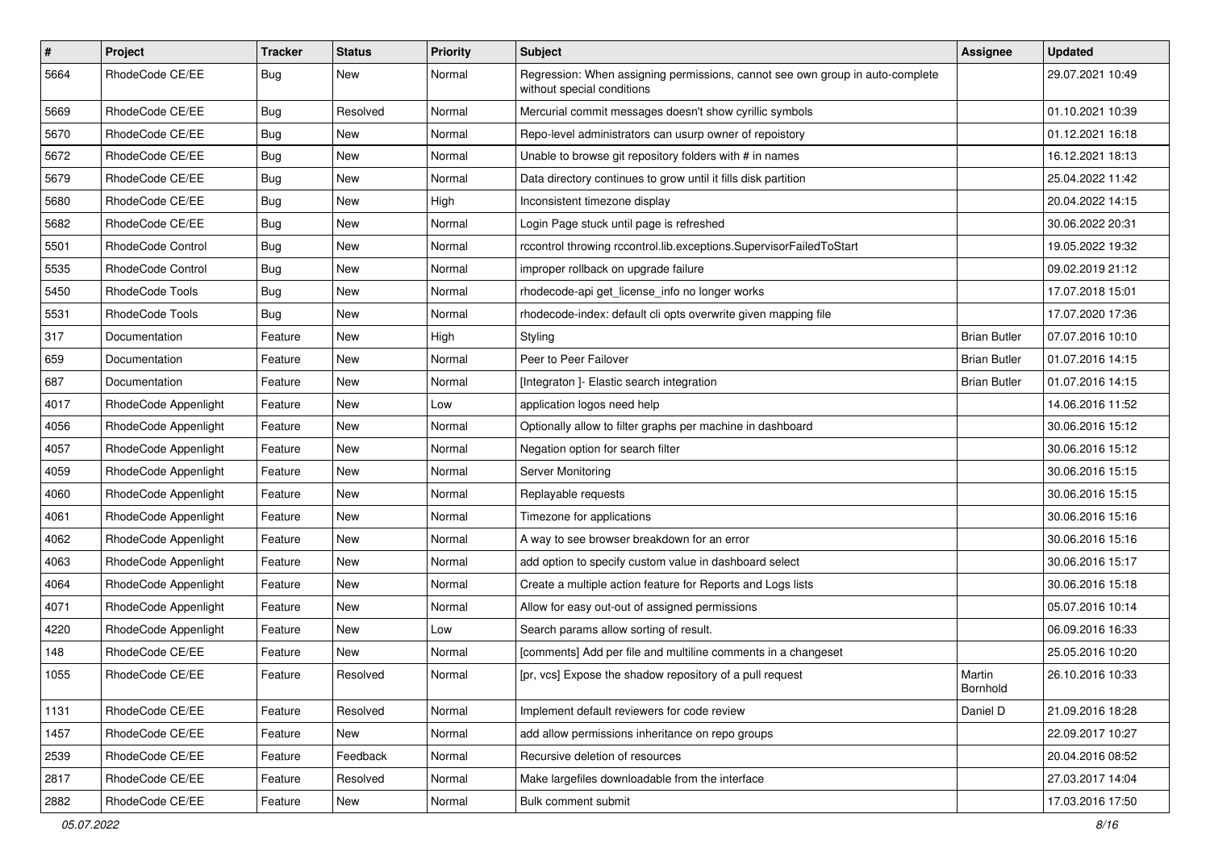| # | Project | Tracker | Status | Priority | Subject | Assignee | Updated |
|---|---|---|---|---|---|---|---|
| 5664 | RhodeCode CE/EE | Bug | New | Normal | Regression: When assigning permissions, cannot see own group in auto-complete without special conditions | | 29.07.2021 10:49 |
| 5669 | RhodeCode CE/EE | Bug | Resolved | Normal | Mercurial commit messages doesn't show cyrillic symbols | | 01.10.2021 10:39 |
| 5670 | RhodeCode CE/EE | Bug | New | Normal | Repo-level administrators can usurp owner of repoistory | | 01.12.2021 16:18 |
| 5672 | RhodeCode CE/EE | Bug | New | Normal | Unable to browse git repository folders with # in names | | 16.12.2021 18:13 |
| 5679 | RhodeCode CE/EE | Bug | New | Normal | Data directory continues to grow until it fills disk partition | | 25.04.2022 11:42 |
| 5680 | RhodeCode CE/EE | Bug | New | High | Inconsistent timezone display | | 20.04.2022 14:15 |
| 5682 | RhodeCode CE/EE | Bug | New | Normal | Login Page stuck until page is refreshed | | 30.06.2022 20:31 |
| 5501 | RhodeCode Control | Bug | New | Normal | rccontrol throwing rccontrol.lib.exceptions.SupervisorFailedToStart | | 19.05.2022 19:32 |
| 5535 | RhodeCode Control | Bug | New | Normal | improper rollback on upgrade failure | | 09.02.2019 21:12 |
| 5450 | RhodeCode Tools | Bug | New | Normal | rhodecode-api get_license_info no longer works | | 17.07.2018 15:01 |
| 5531 | RhodeCode Tools | Bug | New | Normal | rhodecode-index: default cli opts overwrite given mapping file | | 17.07.2020 17:36 |
| 317 | Documentation | Feature | New | High | Styling | Brian Butler | 07.07.2016 10:10 |
| 659 | Documentation | Feature | New | Normal | Peer to Peer Failover | Brian Butler | 01.07.2016 14:15 |
| 687 | Documentation | Feature | New | Normal | [Integraton ]- Elastic search integration | Brian Butler | 01.07.2016 14:15 |
| 4017 | RhodeCode Appenlight | Feature | New | Low | application logos need help | | 14.06.2016 11:52 |
| 4056 | RhodeCode Appenlight | Feature | New | Normal | Optionally allow to filter graphs per machine in dashboard | | 30.06.2016 15:12 |
| 4057 | RhodeCode Appenlight | Feature | New | Normal | Negation option for search filter | | 30.06.2016 15:12 |
| 4059 | RhodeCode Appenlight | Feature | New | Normal | Server Monitoring | | 30.06.2016 15:15 |
| 4060 | RhodeCode Appenlight | Feature | New | Normal | Replayable requests | | 30.06.2016 15:15 |
| 4061 | RhodeCode Appenlight | Feature | New | Normal | Timezone for applications | | 30.06.2016 15:16 |
| 4062 | RhodeCode Appenlight | Feature | New | Normal | A way to see browser breakdown for an error | | 30.06.2016 15:16 |
| 4063 | RhodeCode Appenlight | Feature | New | Normal | add option to specify custom value in dashboard select | | 30.06.2016 15:17 |
| 4064 | RhodeCode Appenlight | Feature | New | Normal | Create a multiple action feature for Reports and Logs lists | | 30.06.2016 15:18 |
| 4071 | RhodeCode Appenlight | Feature | New | Normal | Allow for easy out-out of assigned permissions | | 05.07.2016 10:14 |
| 4220 | RhodeCode Appenlight | Feature | New | Low | Search params allow sorting of result. | | 06.09.2016 16:33 |
| 148 | RhodeCode CE/EE | Feature | New | Normal | [comments] Add per file and multiline comments in a changeset | | 25.05.2016 10:20 |
| 1055 | RhodeCode CE/EE | Feature | Resolved | Normal | [pr, vcs] Expose the shadow repository of a pull request | Martin Bornhold | 26.10.2016 10:33 |
| 1131 | RhodeCode CE/EE | Feature | Resolved | Normal | Implement default reviewers for code review | Daniel D | 21.09.2016 18:28 |
| 1457 | RhodeCode CE/EE | Feature | New | Normal | add allow permissions inheritance on repo groups | | 22.09.2017 10:27 |
| 2539 | RhodeCode CE/EE | Feature | Feedback | Normal | Recursive deletion of resources | | 20.04.2016 08:52 |
| 2817 | RhodeCode CE/EE | Feature | Resolved | Normal | Make largefiles downloadable from the interface | | 27.03.2017 14:04 |
| 2882 | RhodeCode CE/EE | Feature | New | Normal | Bulk comment submit | | 17.03.2016 17:50 |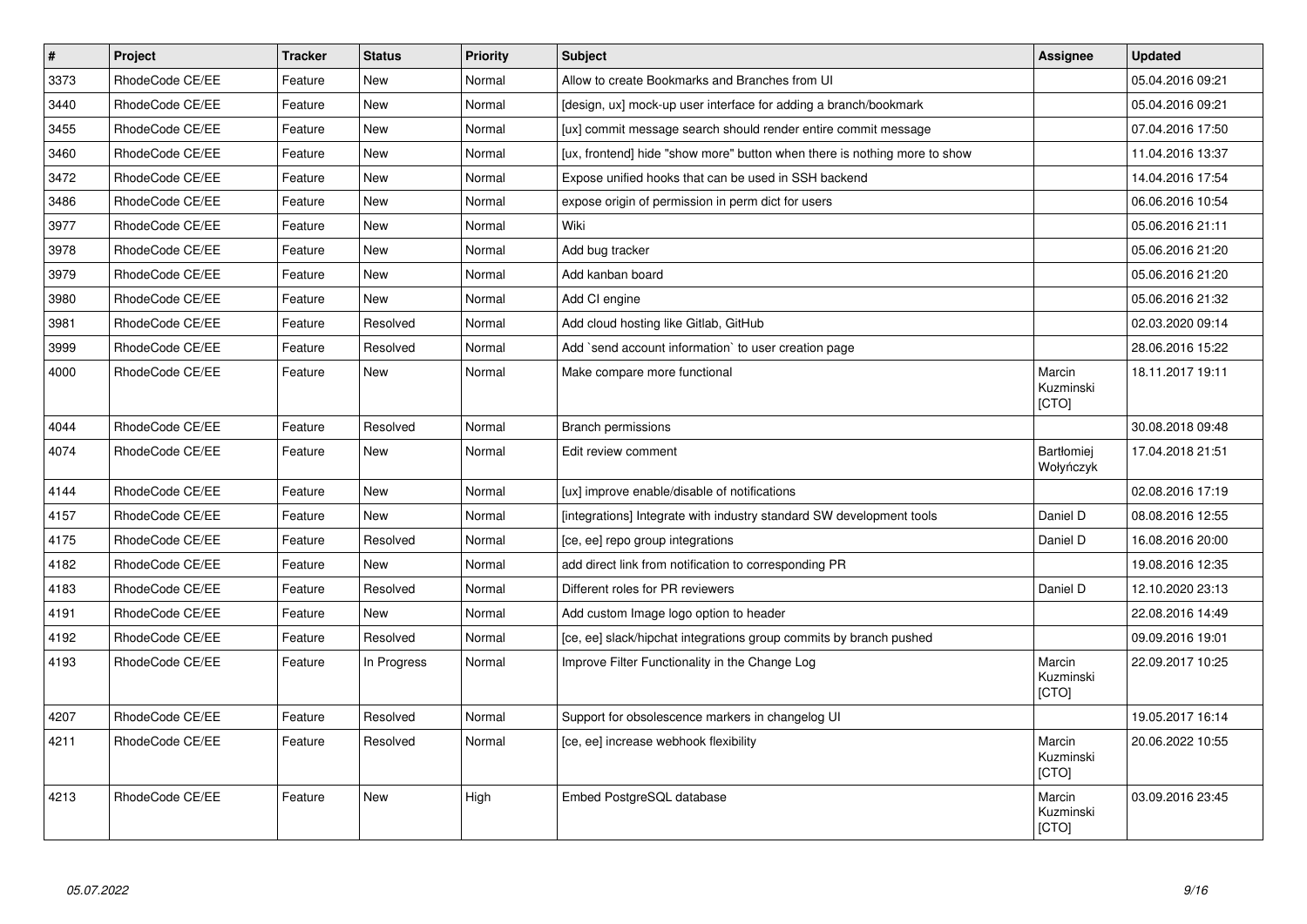| # | Project | Tracker | Status | Priority | Subject | Assignee | Updated |
|---|---|---|---|---|---|---|---|
| 3373 | RhodeCode CE/EE | Feature | New | Normal | Allow to create Bookmarks and Branches from UI | | 05.04.2016 09:21 |
| 3440 | RhodeCode CE/EE | Feature | New | Normal | [design, ux] mock-up user interface for adding a branch/bookmark | | 05.04.2016 09:21 |
| 3455 | RhodeCode CE/EE | Feature | New | Normal | [ux] commit message search should render entire commit message | | 07.04.2016 17:50 |
| 3460 | RhodeCode CE/EE | Feature | New | Normal | [ux, frontend] hide "show more" button when there is nothing more to show | | 11.04.2016 13:37 |
| 3472 | RhodeCode CE/EE | Feature | New | Normal | Expose unified hooks that can be used in SSH backend | | 14.04.2016 17:54 |
| 3486 | RhodeCode CE/EE | Feature | New | Normal | expose origin of permission in perm dict for users | | 06.06.2016 10:54 |
| 3977 | RhodeCode CE/EE | Feature | New | Normal | Wiki | | 05.06.2016 21:11 |
| 3978 | RhodeCode CE/EE | Feature | New | Normal | Add bug tracker | | 05.06.2016 21:20 |
| 3979 | RhodeCode CE/EE | Feature | New | Normal | Add kanban board | | 05.06.2016 21:20 |
| 3980 | RhodeCode CE/EE | Feature | New | Normal | Add CI engine | | 05.06.2016 21:32 |
| 3981 | RhodeCode CE/EE | Feature | Resolved | Normal | Add cloud hosting like Gitlab, GitHub | | 02.03.2020 09:14 |
| 3999 | RhodeCode CE/EE | Feature | Resolved | Normal | Add `send account information` to user creation page | | 28.06.2016 15:22 |
| 4000 | RhodeCode CE/EE | Feature | New | Normal | Make compare more functional | Marcin Kuzminski [CTO] | 18.11.2017 19:11 |
| 4044 | RhodeCode CE/EE | Feature | Resolved | Normal | Branch permissions | | 30.08.2018 09:48 |
| 4074 | RhodeCode CE/EE | Feature | New | Normal | Edit review comment | Bartłomiej Wołyńczyk | 17.04.2018 21:51 |
| 4144 | RhodeCode CE/EE | Feature | New | Normal | [ux] improve enable/disable of notifications | | 02.08.2016 17:19 |
| 4157 | RhodeCode CE/EE | Feature | New | Normal | [integrations] Integrate with industry standard SW development tools | Daniel D | 08.08.2016 12:55 |
| 4175 | RhodeCode CE/EE | Feature | Resolved | Normal | [ce, ee] repo group integrations | Daniel D | 16.08.2016 20:00 |
| 4182 | RhodeCode CE/EE | Feature | New | Normal | add direct link from notification to corresponding PR | | 19.08.2016 12:35 |
| 4183 | RhodeCode CE/EE | Feature | Resolved | Normal | Different roles for PR reviewers | Daniel D | 12.10.2020 23:13 |
| 4191 | RhodeCode CE/EE | Feature | New | Normal | Add custom Image logo option to header | | 22.08.2016 14:49 |
| 4192 | RhodeCode CE/EE | Feature | Resolved | Normal | [ce, ee] slack/hipchat integrations group commits by branch pushed | | 09.09.2016 19:01 |
| 4193 | RhodeCode CE/EE | Feature | In Progress | Normal | Improve Filter Functionality in the Change Log | Marcin Kuzminski [CTO] | 22.09.2017 10:25 |
| 4207 | RhodeCode CE/EE | Feature | Resolved | Normal | Support for obsolescence markers in changelog UI | | 19.05.2017 16:14 |
| 4211 | RhodeCode CE/EE | Feature | Resolved | Normal | [ce, ee] increase webhook flexibility | Marcin Kuzminski [CTO] | 20.06.2022 10:55 |
| 4213 | RhodeCode CE/EE | Feature | New | High | Embed PostgreSQL database | Marcin Kuzminski [CTO] | 03.09.2016 23:45 |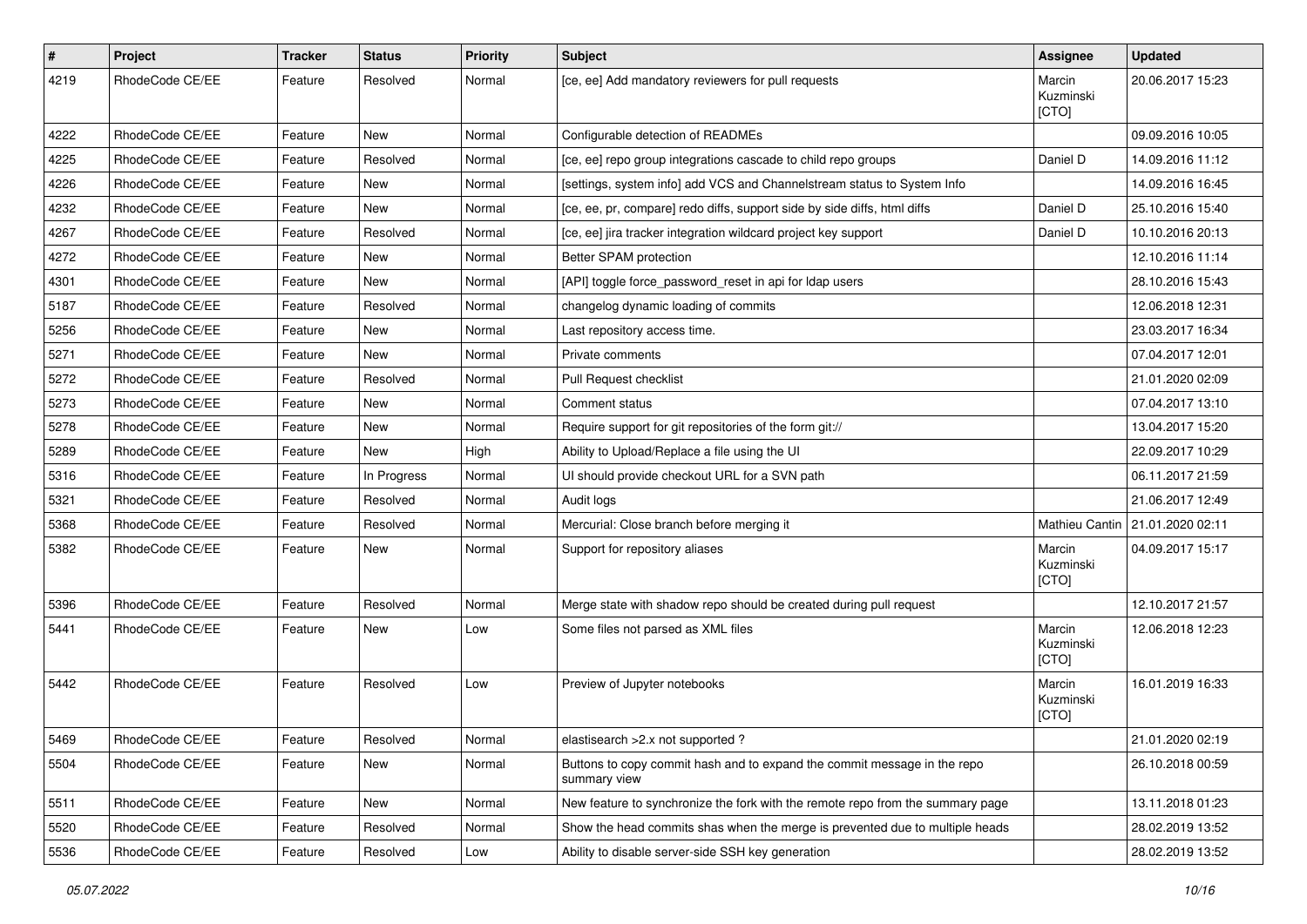| # | Project | Tracker | Status | Priority | Subject | Assignee | Updated |
|---|---|---|---|---|---|---|---|
| 4219 | RhodeCode CE/EE | Feature | Resolved | Normal | [ce, ee] Add mandatory reviewers for pull requests | Marcin Kuzminski [CTO] | 20.06.2017 15:23 |
| 4222 | RhodeCode CE/EE | Feature | New | Normal | Configurable detection of READMEs | | 09.09.2016 10:05 |
| 4225 | RhodeCode CE/EE | Feature | Resolved | Normal | [ce, ee] repo group integrations cascade to child repo groups | Daniel D | 14.09.2016 11:12 |
| 4226 | RhodeCode CE/EE | Feature | New | Normal | [settings, system info] add VCS and Channelstream status to System Info | | 14.09.2016 16:45 |
| 4232 | RhodeCode CE/EE | Feature | New | Normal | [ce, ee, pr, compare] redo diffs, support side by side diffs, html diffs | Daniel D | 25.10.2016 15:40 |
| 4267 | RhodeCode CE/EE | Feature | Resolved | Normal | [ce, ee] jira tracker integration wildcard project key support | Daniel D | 10.10.2016 20:13 |
| 4272 | RhodeCode CE/EE | Feature | New | Normal | Better SPAM protection | | 12.10.2016 11:14 |
| 4301 | RhodeCode CE/EE | Feature | New | Normal | [API] toggle force_password_reset in api for ldap users | | 28.10.2016 15:43 |
| 5187 | RhodeCode CE/EE | Feature | Resolved | Normal | changelog dynamic loading of commits | | 12.06.2018 12:31 |
| 5256 | RhodeCode CE/EE | Feature | New | Normal | Last repository access time. | | 23.03.2017 16:34 |
| 5271 | RhodeCode CE/EE | Feature | New | Normal | Private comments | | 07.04.2017 12:01 |
| 5272 | RhodeCode CE/EE | Feature | Resolved | Normal | Pull Request checklist | | 21.01.2020 02:09 |
| 5273 | RhodeCode CE/EE | Feature | New | Normal | Comment status | | 07.04.2017 13:10 |
| 5278 | RhodeCode CE/EE | Feature | New | Normal | Require support for git repositories of the form git:// | | 13.04.2017 15:20 |
| 5289 | RhodeCode CE/EE | Feature | New | High | Ability to Upload/Replace a file using the UI | | 22.09.2017 10:29 |
| 5316 | RhodeCode CE/EE | Feature | In Progress | Normal | UI should provide checkout URL for a SVN path | | 06.11.2017 21:59 |
| 5321 | RhodeCode CE/EE | Feature | Resolved | Normal | Audit logs | | 21.06.2017 12:49 |
| 5368 | RhodeCode CE/EE | Feature | Resolved | Normal | Mercurial: Close branch before merging it | Mathieu Cantin | 21.01.2020 02:11 |
| 5382 | RhodeCode CE/EE | Feature | New | Normal | Support for repository aliases | Marcin Kuzminski [CTO] | 04.09.2017 15:17 |
| 5396 | RhodeCode CE/EE | Feature | Resolved | Normal | Merge state with shadow repo should be created during pull request | | 12.10.2017 21:57 |
| 5441 | RhodeCode CE/EE | Feature | New | Low | Some files not parsed as XML files | Marcin Kuzminski [CTO] | 12.06.2018 12:23 |
| 5442 | RhodeCode CE/EE | Feature | Resolved | Low | Preview of Jupyter notebooks | Marcin Kuzminski [CTO] | 16.01.2019 16:33 |
| 5469 | RhodeCode CE/EE | Feature | Resolved | Normal | elastisearch >2.x not supported ? | | 21.01.2020 02:19 |
| 5504 | RhodeCode CE/EE | Feature | New | Normal | Buttons to copy commit hash and to expand the commit message in the repo summary view | | 26.10.2018 00:59 |
| 5511 | RhodeCode CE/EE | Feature | New | Normal | New feature to synchronize the fork with the remote repo from the summary page | | 13.11.2018 01:23 |
| 5520 | RhodeCode CE/EE | Feature | Resolved | Normal | Show the head commits shas when the merge is prevented due to multiple heads | | 28.02.2019 13:52 |
| 5536 | RhodeCode CE/EE | Feature | Resolved | Low | Ability to disable server-side SSH key generation | | 28.02.2019 13:52 |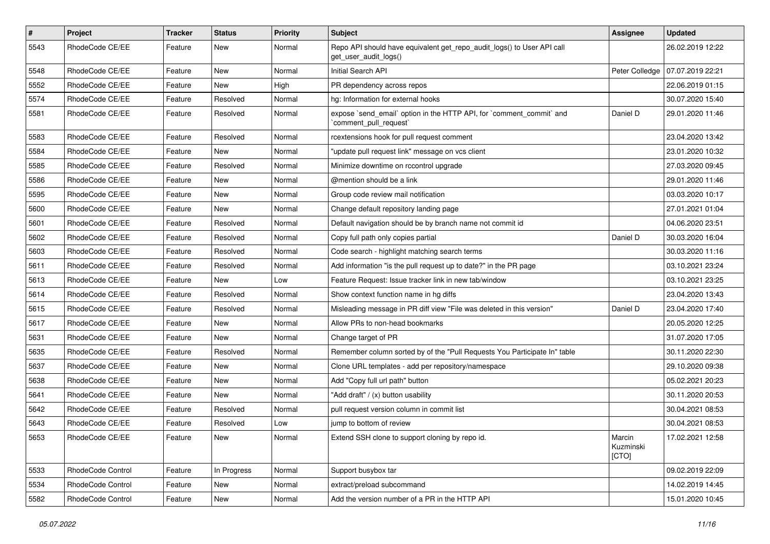| # | Project | Tracker | Status | Priority | Subject | Assignee | Updated |
|---|---|---|---|---|---|---|---|
| 5543 | RhodeCode CE/EE | Feature | New | Normal | Repo API should have equivalent get_repo_audit_logs() to User API call get_user_audit_logs() | | 26.02.2019 12:22 |
| 5548 | RhodeCode CE/EE | Feature | New | Normal | Initial Search API | Peter Colledge | 07.07.2019 22:21 |
| 5552 | RhodeCode CE/EE | Feature | New | High | PR dependency across repos | | 22.06.2019 01:15 |
| 5574 | RhodeCode CE/EE | Feature | Resolved | Normal | hg: Information for external hooks | | 30.07.2020 15:40 |
| 5581 | RhodeCode CE/EE | Feature | Resolved | Normal | expose `send_email` option in the HTTP API, for `comment_commit` and `comment_pull_request` | Daniel D | 29.01.2020 11:46 |
| 5583 | RhodeCode CE/EE | Feature | Resolved | Normal | rcextensions hook for pull request comment | | 23.04.2020 13:42 |
| 5584 | RhodeCode CE/EE | Feature | New | Normal | "update pull request link" message on vcs client | | 23.01.2020 10:32 |
| 5585 | RhodeCode CE/EE | Feature | Resolved | Normal | Minimize downtime on rccontrol upgrade | | 27.03.2020 09:45 |
| 5586 | RhodeCode CE/EE | Feature | New | Normal | @mention should be a link | | 29.01.2020 11:46 |
| 5595 | RhodeCode CE/EE | Feature | New | Normal | Group code review mail notification | | 03.03.2020 10:17 |
| 5600 | RhodeCode CE/EE | Feature | New | Normal | Change default repository landing page | | 27.01.2021 01:04 |
| 5601 | RhodeCode CE/EE | Feature | Resolved | Normal | Default navigation should be by branch name not commit id | | 04.06.2020 23:51 |
| 5602 | RhodeCode CE/EE | Feature | Resolved | Normal | Copy full path only copies partial | Daniel D | 30.03.2020 16:04 |
| 5603 | RhodeCode CE/EE | Feature | Resolved | Normal | Code search - highlight matching search terms | | 30.03.2020 11:16 |
| 5611 | RhodeCode CE/EE | Feature | Resolved | Normal | Add information "is the pull request up to date?" in the PR page | | 03.10.2021 23:24 |
| 5613 | RhodeCode CE/EE | Feature | New | Low | Feature Request: Issue tracker link in new tab/window | | 03.10.2021 23:25 |
| 5614 | RhodeCode CE/EE | Feature | Resolved | Normal | Show context function name in hg diffs | | 23.04.2020 13:43 |
| 5615 | RhodeCode CE/EE | Feature | Resolved | Normal | Misleading message in PR diff view "File was deleted in this version" | Daniel D | 23.04.2020 17:40 |
| 5617 | RhodeCode CE/EE | Feature | New | Normal | Allow PRs to non-head bookmarks | | 20.05.2020 12:25 |
| 5631 | RhodeCode CE/EE | Feature | New | Normal | Change target of PR | | 31.07.2020 17:05 |
| 5635 | RhodeCode CE/EE | Feature | Resolved | Normal | Remember column sorted by of the "Pull Requests You Participate In" table | | 30.11.2020 22:30 |
| 5637 | RhodeCode CE/EE | Feature | New | Normal | Clone URL templates - add per repository/namespace | | 29.10.2020 09:38 |
| 5638 | RhodeCode CE/EE | Feature | New | Normal | Add "Copy full url path" button | | 05.02.2021 20:23 |
| 5641 | RhodeCode CE/EE | Feature | New | Normal | "Add draft" / (x) button usability | | 30.11.2020 20:53 |
| 5642 | RhodeCode CE/EE | Feature | Resolved | Normal | pull request version column in commit list | | 30.04.2021 08:53 |
| 5643 | RhodeCode CE/EE | Feature | Resolved | Low | jump to bottom of review | | 30.04.2021 08:53 |
| 5653 | RhodeCode CE/EE | Feature | New | Normal | Extend SSH clone to support cloning by repo id. | Marcin Kuzminski [CTO] | 17.02.2021 12:58 |
| 5533 | RhodeCode Control | Feature | In Progress | Normal | Support busybox tar | | 09.02.2019 22:09 |
| 5534 | RhodeCode Control | Feature | New | Normal | extract/preload subcommand | | 14.02.2019 14:45 |
| 5582 | RhodeCode Control | Feature | New | Normal | Add the version number of a PR in the HTTP API | | 15.01.2020 10:45 |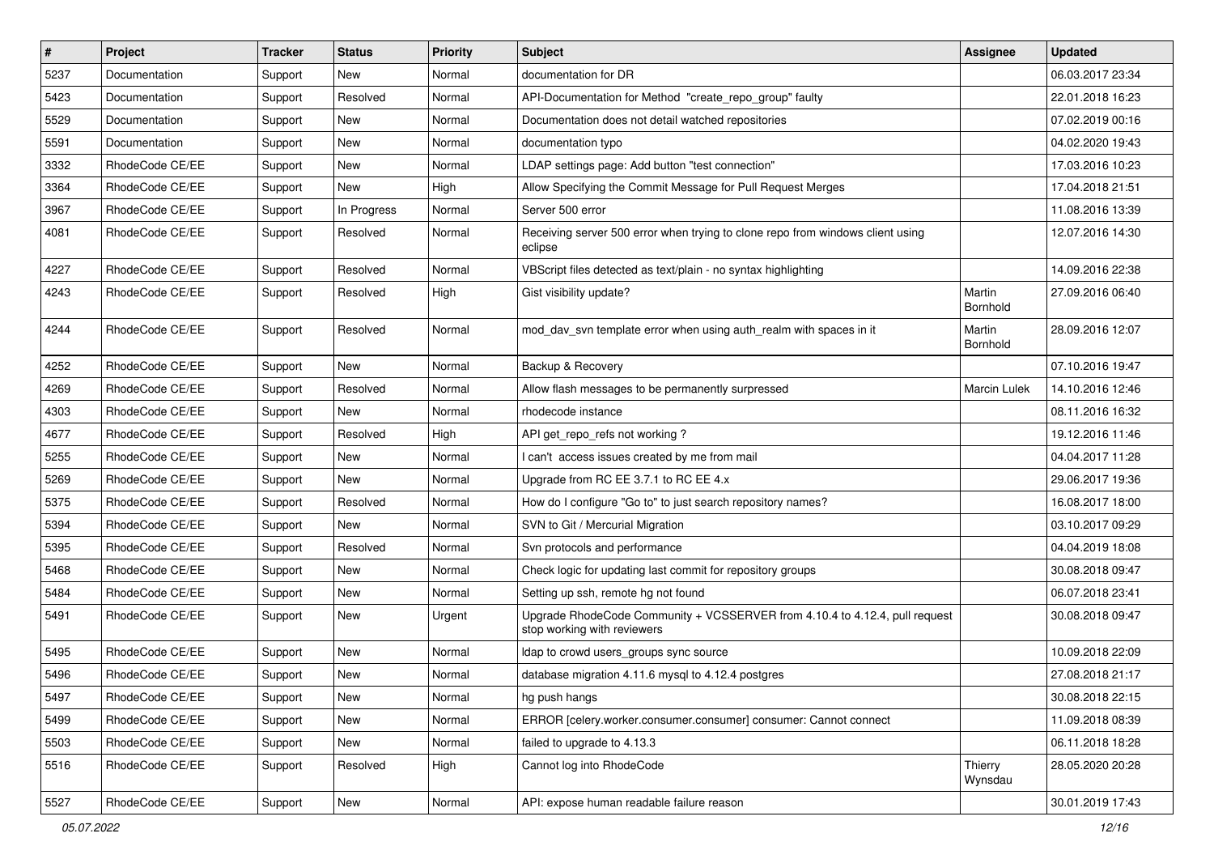| # | Project | Tracker | Status | Priority | Subject | Assignee | Updated |
|---|---|---|---|---|---|---|---|
| 5237 | Documentation | Support | New | Normal | documentation for DR | | 06.03.2017 23:34 |
| 5423 | Documentation | Support | Resolved | Normal | API-Documentation for Method "create_repo_group" faulty | | 22.01.2018 16:23 |
| 5529 | Documentation | Support | New | Normal | Documentation does not detail watched repositories | | 07.02.2019 00:16 |
| 5591 | Documentation | Support | New | Normal | documentation typo | | 04.02.2020 19:43 |
| 3332 | RhodeCode CE/EE | Support | New | Normal | LDAP settings page: Add button "test connection" | | 17.03.2016 10:23 |
| 3364 | RhodeCode CE/EE | Support | New | High | Allow Specifying the Commit Message for Pull Request Merges | | 17.04.2018 21:51 |
| 3967 | RhodeCode CE/EE | Support | In Progress | Normal | Server 500 error | | 11.08.2016 13:39 |
| 4081 | RhodeCode CE/EE | Support | Resolved | Normal | Receiving server 500 error when trying to clone repo from windows client using eclipse | | 12.07.2016 14:30 |
| 4227 | RhodeCode CE/EE | Support | Resolved | Normal | VBScript files detected as text/plain - no syntax highlighting | | 14.09.2016 22:38 |
| 4243 | RhodeCode CE/EE | Support | Resolved | High | Gist visibility update? | Martin Bornhold | 27.09.2016 06:40 |
| 4244 | RhodeCode CE/EE | Support | Resolved | Normal | mod_dav_svn template error when using auth_realm with spaces in it | Martin Bornhold | 28.09.2016 12:07 |
| 4252 | RhodeCode CE/EE | Support | New | Normal | Backup & Recovery | | 07.10.2016 19:47 |
| 4269 | RhodeCode CE/EE | Support | Resolved | Normal | Allow flash messages to be permanently surpressed | Marcin Lulek | 14.10.2016 12:46 |
| 4303 | RhodeCode CE/EE | Support | New | Normal | rhodecode instance | | 08.11.2016 16:32 |
| 4677 | RhodeCode CE/EE | Support | Resolved | High | API get_repo_refs not working ? | | 19.12.2016 11:46 |
| 5255 | RhodeCode CE/EE | Support | New | Normal | I can't access issues created by me from mail | | 04.04.2017 11:28 |
| 5269 | RhodeCode CE/EE | Support | New | Normal | Upgrade from RC EE 3.7.1 to RC EE 4.x | | 29.06.2017 19:36 |
| 5375 | RhodeCode CE/EE | Support | Resolved | Normal | How do I configure "Go to" to just search repository names? | | 16.08.2017 18:00 |
| 5394 | RhodeCode CE/EE | Support | New | Normal | SVN to Git / Mercurial Migration | | 03.10.2017 09:29 |
| 5395 | RhodeCode CE/EE | Support | Resolved | Normal | Svn protocols and performance | | 04.04.2019 18:08 |
| 5468 | RhodeCode CE/EE | Support | New | Normal | Check logic for updating last commit for repository groups | | 30.08.2018 09:47 |
| 5484 | RhodeCode CE/EE | Support | New | Normal | Setting up ssh, remote hg not found | | 06.07.2018 23:41 |
| 5491 | RhodeCode CE/EE | Support | New | Urgent | Upgrade RhodeCode Community + VCSSERVER from 4.10.4 to 4.12.4, pull request stop working with reviewers | | 30.08.2018 09:47 |
| 5495 | RhodeCode CE/EE | Support | New | Normal | ldap to crowd users_groups sync source | | 10.09.2018 22:09 |
| 5496 | RhodeCode CE/EE | Support | New | Normal | database migration 4.11.6 mysql to 4.12.4 postgres | | 27.08.2018 21:17 |
| 5497 | RhodeCode CE/EE | Support | New | Normal | hg push hangs | | 30.08.2018 22:15 |
| 5499 | RhodeCode CE/EE | Support | New | Normal | ERROR [celery.worker.consumer.consumer] consumer: Cannot connect | | 11.09.2018 08:39 |
| 5503 | RhodeCode CE/EE | Support | New | Normal | failed to upgrade to 4.13.3 | | 06.11.2018 18:28 |
| 5516 | RhodeCode CE/EE | Support | Resolved | High | Cannot log into RhodeCode | Thierry Wynsdau | 28.05.2020 20:28 |
| 5527 | RhodeCode CE/EE | Support | New | Normal | API: expose human readable failure reason | | 30.01.2019 17:43 |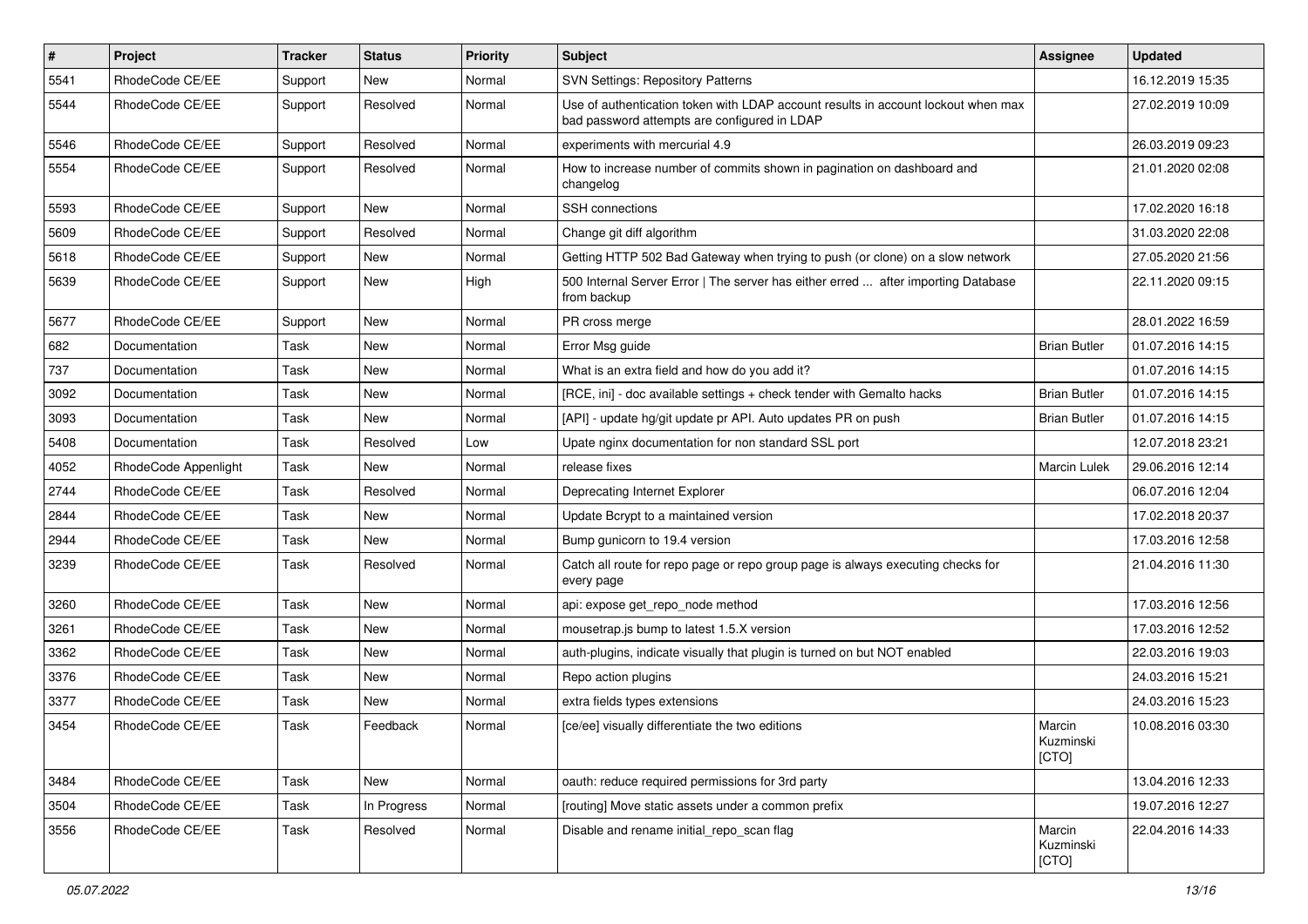| # | Project | Tracker | Status | Priority | Subject | Assignee | Updated |
| --- | --- | --- | --- | --- | --- | --- | --- |
| 5541 | RhodeCode CE/EE | Support | New | Normal | SVN Settings: Repository Patterns | | 16.12.2019 15:35 |
| 5544 | RhodeCode CE/EE | Support | Resolved | Normal | Use of authentication token with LDAP account results in account lockout when max bad password attempts are configured in LDAP | | 27.02.2019 10:09 |
| 5546 | RhodeCode CE/EE | Support | Resolved | Normal | experiments with mercurial 4.9 | | 26.03.2019 09:23 |
| 5554 | RhodeCode CE/EE | Support | Resolved | Normal | How to increase number of commits shown in pagination on dashboard and changelog | | 21.01.2020 02:08 |
| 5593 | RhodeCode CE/EE | Support | New | Normal | SSH connections | | 17.02.2020 16:18 |
| 5609 | RhodeCode CE/EE | Support | Resolved | Normal | Change git diff algorithm | | 31.03.2020 22:08 |
| 5618 | RhodeCode CE/EE | Support | New | Normal | Getting HTTP 502 Bad Gateway when trying to push (or clone) on a slow network | | 27.05.2020 21:56 |
| 5639 | RhodeCode CE/EE | Support | New | High | 500 Internal Server Error \| The server has either erred ... after importing Database from backup | | 22.11.2020 09:15 |
| 5677 | RhodeCode CE/EE | Support | New | Normal | PR cross merge | | 28.01.2022 16:59 |
| 682 | Documentation | Task | New | Normal | Error Msg guide | Brian Butler | 01.07.2016 14:15 |
| 737 | Documentation | Task | New | Normal | What is an extra field and how do you add it? | | 01.07.2016 14:15 |
| 3092 | Documentation | Task | New | Normal | [RCE, ini] - doc available settings + check tender with Gemalto hacks | Brian Butler | 01.07.2016 14:15 |
| 3093 | Documentation | Task | New | Normal | [API] - update hg/git update pr API. Auto updates PR on push | Brian Butler | 01.07.2016 14:15 |
| 5408 | Documentation | Task | Resolved | Low | Upate nginx documentation for non standard SSL port | | 12.07.2018 23:21 |
| 4052 | RhodeCode Appenlight | Task | New | Normal | release fixes | Marcin Lulek | 29.06.2016 12:14 |
| 2744 | RhodeCode CE/EE | Task | Resolved | Normal | Deprecating Internet Explorer | | 06.07.2016 12:04 |
| 2844 | RhodeCode CE/EE | Task | New | Normal | Update Bcrypt to a maintained version | | 17.02.2018 20:37 |
| 2944 | RhodeCode CE/EE | Task | New | Normal | Bump gunicorn to 19.4 version | | 17.03.2016 12:58 |
| 3239 | RhodeCode CE/EE | Task | Resolved | Normal | Catch all route for repo page or repo group page is always executing checks for every page | | 21.04.2016 11:30 |
| 3260 | RhodeCode CE/EE | Task | New | Normal | api: expose get_repo_node method | | 17.03.2016 12:56 |
| 3261 | RhodeCode CE/EE | Task | New | Normal | mousetrap.js bump to latest 1.5.X version | | 17.03.2016 12:52 |
| 3362 | RhodeCode CE/EE | Task | New | Normal | auth-plugins, indicate visually that plugin is turned on but NOT enabled | | 22.03.2016 19:03 |
| 3376 | RhodeCode CE/EE | Task | New | Normal | Repo action plugins | | 24.03.2016 15:21 |
| 3377 | RhodeCode CE/EE | Task | New | Normal | extra fields types extensions | | 24.03.2016 15:23 |
| 3454 | RhodeCode CE/EE | Task | Feedback | Normal | [ce/ee] visually differentiate the two editions | Marcin Kuzminski [CTO] | 10.08.2016 03:30 |
| 3484 | RhodeCode CE/EE | Task | New | Normal | oauth: reduce required permissions for 3rd party | | 13.04.2016 12:33 |
| 3504 | RhodeCode CE/EE | Task | In Progress | Normal | [routing] Move static assets under a common prefix | | 19.07.2016 12:27 |
| 3556 | RhodeCode CE/EE | Task | Resolved | Normal | Disable and rename initial_repo_scan flag | Marcin Kuzminski [CTO] | 22.04.2016 14:33 |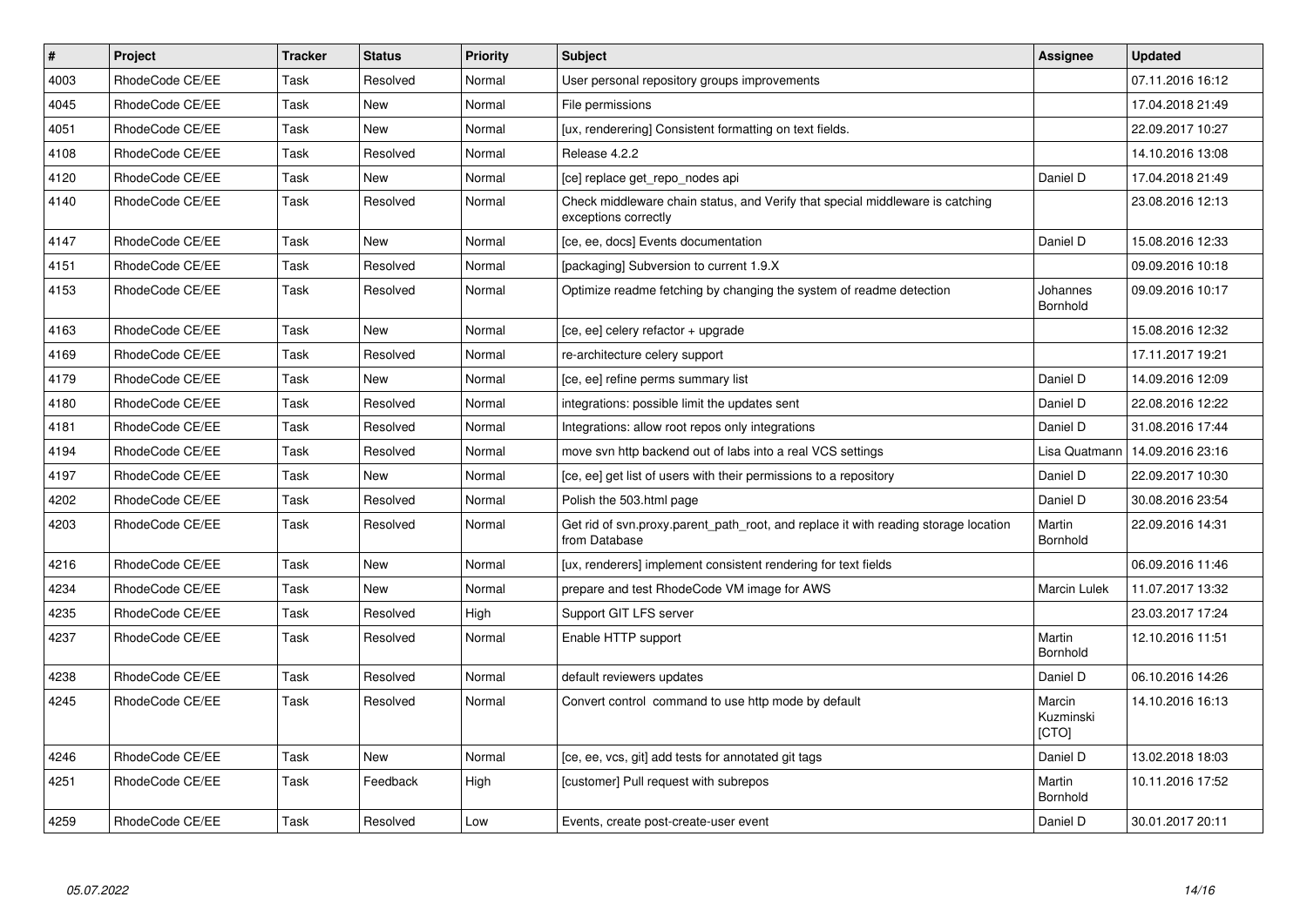| # | Project | Tracker | Status | Priority | Subject | Assignee | Updated |
|---|---|---|---|---|---|---|---|
| 4003 | RhodeCode CE/EE | Task | Resolved | Normal | User personal repository groups improvements | | 07.11.2016 16:12 |
| 4045 | RhodeCode CE/EE | Task | New | Normal | File permissions | | 17.04.2018 21:49 |
| 4051 | RhodeCode CE/EE | Task | New | Normal | [ux, renderering] Consistent formatting on text fields. | | 22.09.2017 10:27 |
| 4108 | RhodeCode CE/EE | Task | Resolved | Normal | Release 4.2.2 | | 14.10.2016 13:08 |
| 4120 | RhodeCode CE/EE | Task | New | Normal | [ce] replace get_repo_nodes api | Daniel D | 17.04.2018 21:49 |
| 4140 | RhodeCode CE/EE | Task | Resolved | Normal | Check middleware chain status, and Verify that special middleware is catching exceptions correctly | | 23.08.2016 12:13 |
| 4147 | RhodeCode CE/EE | Task | New | Normal | [ce, ee, docs] Events documentation | Daniel D | 15.08.2016 12:33 |
| 4151 | RhodeCode CE/EE | Task | Resolved | Normal | [packaging] Subversion to current 1.9.X | | 09.09.2016 10:18 |
| 4153 | RhodeCode CE/EE | Task | Resolved | Normal | Optimize readme fetching by changing the system of readme detection | Johannes Bornhold | 09.09.2016 10:17 |
| 4163 | RhodeCode CE/EE | Task | New | Normal | [ce, ee] celery refactor + upgrade | | 15.08.2016 12:32 |
| 4169 | RhodeCode CE/EE | Task | Resolved | Normal | re-architecture celery support | | 17.11.2017 19:21 |
| 4179 | RhodeCode CE/EE | Task | New | Normal | [ce, ee] refine perms summary list | Daniel D | 14.09.2016 12:09 |
| 4180 | RhodeCode CE/EE | Task | Resolved | Normal | integrations: possible limit the updates sent | Daniel D | 22.08.2016 12:22 |
| 4181 | RhodeCode CE/EE | Task | Resolved | Normal | Integrations: allow root repos only integrations | Daniel D | 31.08.2016 17:44 |
| 4194 | RhodeCode CE/EE | Task | Resolved | Normal | move svn http backend out of labs into a real VCS settings | Lisa Quatmann | 14.09.2016 23:16 |
| 4197 | RhodeCode CE/EE | Task | New | Normal | [ce, ee] get list of users with their permissions to a repository | Daniel D | 22.09.2017 10:30 |
| 4202 | RhodeCode CE/EE | Task | Resolved | Normal | Polish the 503.html page | Daniel D | 30.08.2016 23:54 |
| 4203 | RhodeCode CE/EE | Task | Resolved | Normal | Get rid of svn.proxy.parent_path_root, and replace it with reading storage location from Database | Martin Bornhold | 22.09.2016 14:31 |
| 4216 | RhodeCode CE/EE | Task | New | Normal | [ux, renderers] implement consistent rendering for text fields | | 06.09.2016 11:46 |
| 4234 | RhodeCode CE/EE | Task | New | Normal | prepare and test RhodeCode VM image for AWS | Marcin Lulek | 11.07.2017 13:32 |
| 4235 | RhodeCode CE/EE | Task | Resolved | High | Support GIT LFS server | | 23.03.2017 17:24 |
| 4237 | RhodeCode CE/EE | Task | Resolved | Normal | Enable HTTP support | Martin Bornhold | 12.10.2016 11:51 |
| 4238 | RhodeCode CE/EE | Task | Resolved | Normal | default reviewers updates | Daniel D | 06.10.2016 14:26 |
| 4245 | RhodeCode CE/EE | Task | Resolved | Normal | Convert control command to use http mode by default | Marcin Kuzminski [CTO] | 14.10.2016 16:13 |
| 4246 | RhodeCode CE/EE | Task | New | Normal | [ce, ee, vcs, git] add tests for annotated git tags | Daniel D | 13.02.2018 18:03 |
| 4251 | RhodeCode CE/EE | Task | Feedback | High | [customer] Pull request with subrepos | Martin Bornhold | 10.11.2016 17:52 |
| 4259 | RhodeCode CE/EE | Task | Resolved | Low | Events, create post-create-user event | Daniel D | 30.01.2017 20:11 |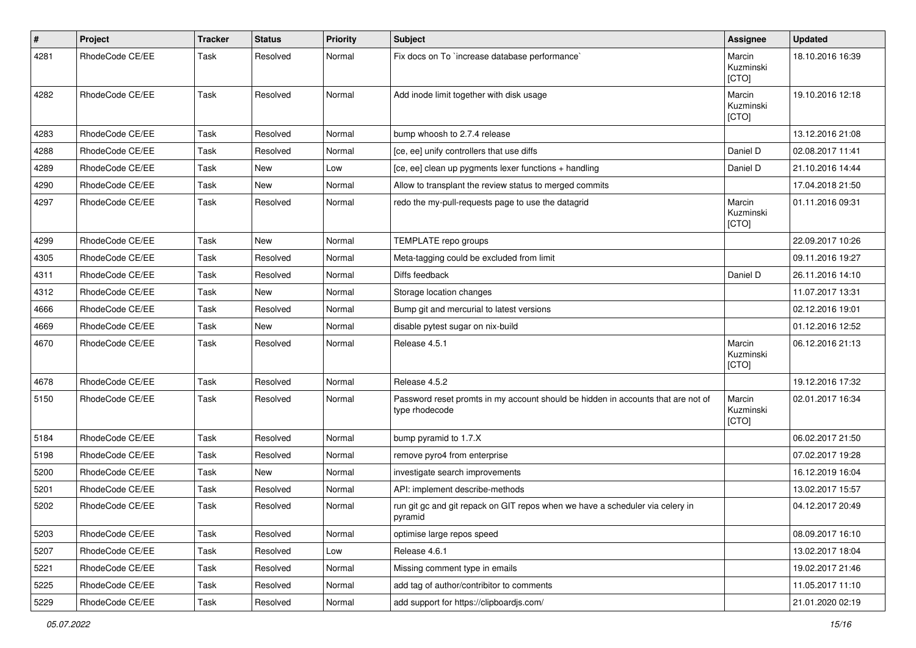| # | Project | Tracker | Status | Priority | Subject | Assignee | Updated |
|---|---|---|---|---|---|---|---|
| 4281 | RhodeCode CE/EE | Task | Resolved | Normal | Fix docs on To `increase database performance` | Marcin Kuzminski [CTO] | 18.10.2016 16:39 |
| 4282 | RhodeCode CE/EE | Task | Resolved | Normal | Add inode limit together with disk usage | Marcin Kuzminski [CTO] | 19.10.2016 12:18 |
| 4283 | RhodeCode CE/EE | Task | Resolved | Normal | bump whoosh to 2.7.4 release | | 13.12.2016 21:08 |
| 4288 | RhodeCode CE/EE | Task | Resolved | Normal | [ce, ee] unify controllers that use diffs | Daniel D | 02.08.2017 11:41 |
| 4289 | RhodeCode CE/EE | Task | New | Low | [ce, ee] clean up pygments lexer functions + handling | Daniel D | 21.10.2016 14:44 |
| 4290 | RhodeCode CE/EE | Task | New | Normal | Allow to transplant the review status to merged commits | | 17.04.2018 21:50 |
| 4297 | RhodeCode CE/EE | Task | Resolved | Normal | redo the my-pull-requests page to use the datagrid | Marcin Kuzminski [CTO] | 01.11.2016 09:31 |
| 4299 | RhodeCode CE/EE | Task | New | Normal | TEMPLATE repo groups | | 22.09.2017 10:26 |
| 4305 | RhodeCode CE/EE | Task | Resolved | Normal | Meta-tagging could be excluded from limit | | 09.11.2016 19:27 |
| 4311 | RhodeCode CE/EE | Task | Resolved | Normal | Diffs feedback | Daniel D | 26.11.2016 14:10 |
| 4312 | RhodeCode CE/EE | Task | New | Normal | Storage location changes | | 11.07.2017 13:31 |
| 4666 | RhodeCode CE/EE | Task | Resolved | Normal | Bump git and mercurial to latest versions | | 02.12.2016 19:01 |
| 4669 | RhodeCode CE/EE | Task | New | Normal | disable pytest sugar on nix-build | | 01.12.2016 12:52 |
| 4670 | RhodeCode CE/EE | Task | Resolved | Normal | Release 4.5.1 | Marcin Kuzminski [CTO] | 06.12.2016 21:13 |
| 4678 | RhodeCode CE/EE | Task | Resolved | Normal | Release 4.5.2 | | 19.12.2016 17:32 |
| 5150 | RhodeCode CE/EE | Task | Resolved | Normal | Password reset promts in my account should be hidden in accounts that are not of type rhodecode | Marcin Kuzminski [CTO] | 02.01.2017 16:34 |
| 5184 | RhodeCode CE/EE | Task | Resolved | Normal | bump pyramid to 1.7.X | | 06.02.2017 21:50 |
| 5198 | RhodeCode CE/EE | Task | Resolved | Normal | remove pyro4 from enterprise | | 07.02.2017 19:28 |
| 5200 | RhodeCode CE/EE | Task | New | Normal | investigate search improvements | | 16.12.2019 16:04 |
| 5201 | RhodeCode CE/EE | Task | Resolved | Normal | API: implement describe-methods | | 13.02.2017 15:57 |
| 5202 | RhodeCode CE/EE | Task | Resolved | Normal | run git gc and git repack on GIT repos when we have a scheduler via celery in pyramid | | 04.12.2017 20:49 |
| 5203 | RhodeCode CE/EE | Task | Resolved | Normal | optimise large repos speed | | 08.09.2017 16:10 |
| 5207 | RhodeCode CE/EE | Task | Resolved | Low | Release 4.6.1 | | 13.02.2017 18:04 |
| 5221 | RhodeCode CE/EE | Task | Resolved | Normal | Missing comment type in emails | | 19.02.2017 21:46 |
| 5225 | RhodeCode CE/EE | Task | Resolved | Normal | add tag of author/contribitor to comments | | 11.05.2017 11:10 |
| 5229 | RhodeCode CE/EE | Task | Resolved | Normal | add support for https://clipboardjs.com/ | | 21.01.2020 02:19 |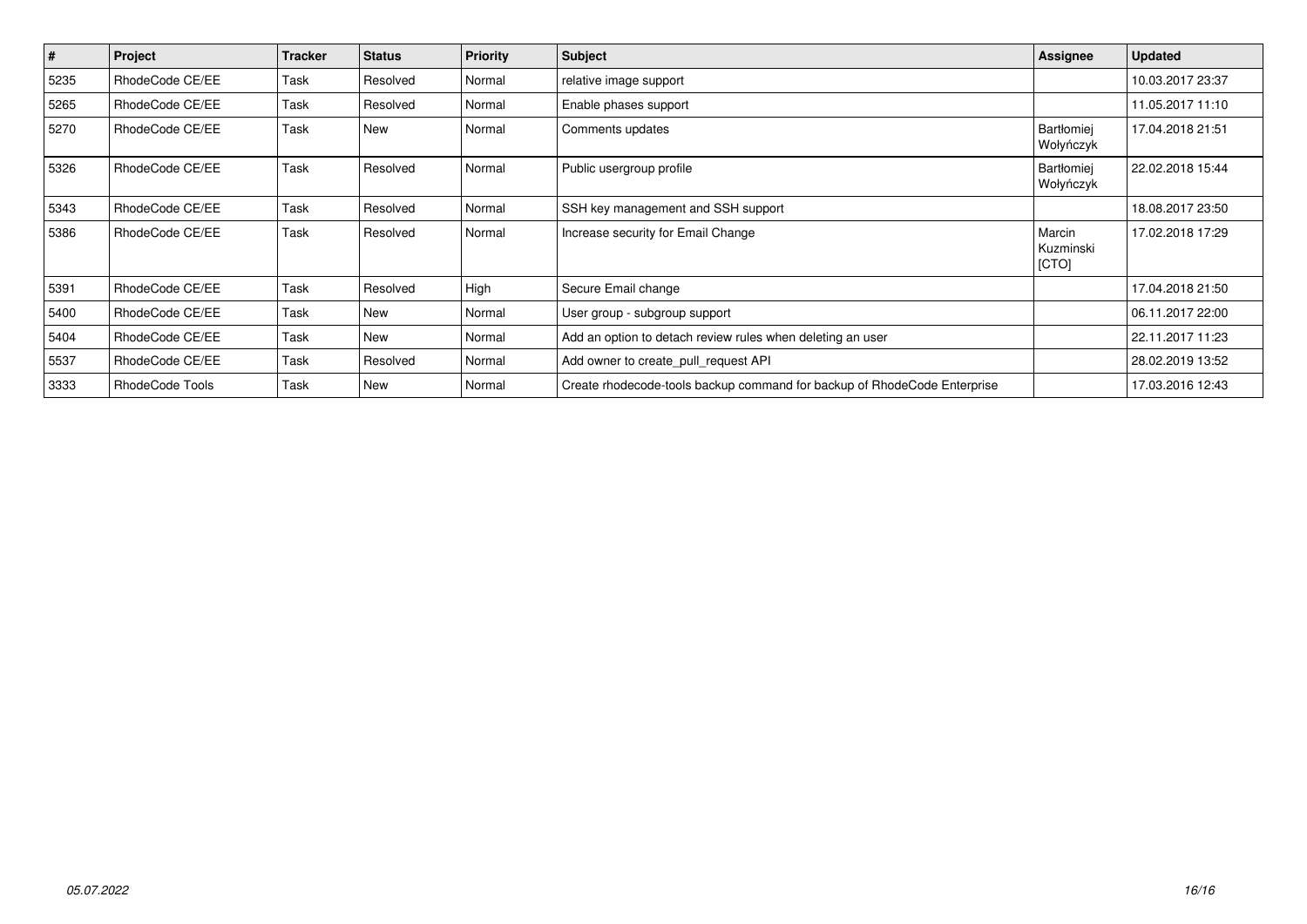| # | Project | Tracker | Status | Priority | Subject | Assignee | Updated |
|---|---|---|---|---|---|---|---|
| 5235 | RhodeCode CE/EE | Task | Resolved | Normal | relative image support | | 10.03.2017 23:37 |
| 5265 | RhodeCode CE/EE | Task | Resolved | Normal | Enable phases support | | 11.05.2017 11:10 |
| 5270 | RhodeCode CE/EE | Task | New | Normal | Comments updates | Bartłomiej Wołyńczyk | 17.04.2018 21:51 |
| 5326 | RhodeCode CE/EE | Task | Resolved | Normal | Public usergroup profile | Bartłomiej Wołyńczyk | 22.02.2018 15:44 |
| 5343 | RhodeCode CE/EE | Task | Resolved | Normal | SSH key management and SSH support | | 18.08.2017 23:50 |
| 5386 | RhodeCode CE/EE | Task | Resolved | Normal | Increase security for Email Change | Marcin Kuzminski [CTO] | 17.02.2018 17:29 |
| 5391 | RhodeCode CE/EE | Task | Resolved | High | Secure Email change | | 17.04.2018 21:50 |
| 5400 | RhodeCode CE/EE | Task | New | Normal | User group - subgroup support | | 06.11.2017 22:00 |
| 5404 | RhodeCode CE/EE | Task | New | Normal | Add an option to detach review rules when deleting an user | | 22.11.2017 11:23 |
| 5537 | RhodeCode CE/EE | Task | Resolved | Normal | Add owner to create_pull_request API | | 28.02.2019 13:52 |
| 3333 | RhodeCode Tools | Task | New | Normal | Create rhodecode-tools backup command for backup of RhodeCode Enterprise | | 17.03.2016 12:43 |